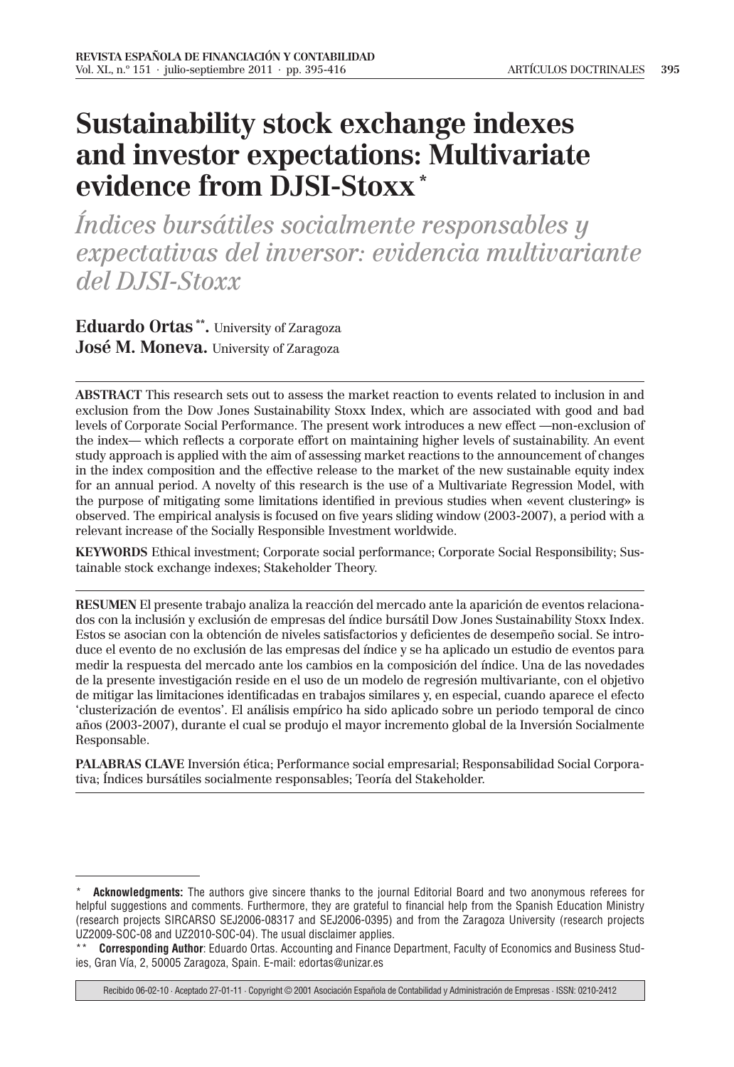# Sustainability stock exchange indexes and investor expectations: Multivariate evidence from DJSI-Stoxx *

*Índices bursátiles socialmente responsables y expectativas del inversor: evidencia multivariante del DJSI-Stoxx*

**Eduardo Ortas** **. University of Zaragoza
**José M. Moneva.** University of Zaragoza

**ABSTRACT** This research sets out to assess the market reaction to events related to inclusion in and exclusion from the Dow Jones Sustainability Stoxx Index, which are associated with good and bad levels of Corporate Social Performance. The present work introduces a new effect —non-exclusion of the index— which reflects a corporate effort on maintaining higher levels of sustainability. An event study approach is applied with the aim of assessing market reactions to the announcement of changes in the index composition and the effective release to the market of the new sustainable equity index for an annual period. A novelty of this research is the use of a Multivariate Regression Model, with the purpose of mitigating some limitations identified in previous studies when «event clustering» is observed. The empirical analysis is focused on five years sliding window (2003-2007), a period with a relevant increase of the Socially Responsible Investment worldwide.

**KEYWORDS** Ethical investment; Corporate social performance; Corporate Social Responsibility; Sustainable stock exchange indexes; Stakeholder Theory.

**RESUMEN** El presente trabajo analiza la reacción del mercado ante la aparición de eventos relacionados con la inclusión y exclusión de empresas del índice bursátil Dow Jones Sustainability Stoxx Index. Estos se asocian con la obtención de niveles satisfactorios y deficientes de desempeño social. Se introduce el evento de no exclusión de las empresas del índice y se ha aplicado un estudio de eventos para medir la respuesta del mercado ante los cambios en la composición del índice. Una de las novedades de la presente investigación reside en el uso de un modelo de regresión multivariante, con el objetivo de mitigar las limitaciones identificadas en trabajos similares y, en especial, cuando aparece el efecto 'clusterización de eventos'. El análisis empírico ha sido aplicado sobre un periodo temporal de cinco años (2003-2007), durante el cual se produjo el mayor incremento global de la Inversión Socialmente Responsable.

**PALABRAS CLAVE** Inversión ética; Performance social empresarial; Responsabilidad Social Corporativa; Índices bursátiles socialmente responsables; Teoría del Stakeholder.

---

\* **Acknowledgments:** The authors give sincere thanks to the journal Editorial Board and two anonymous referees for helpful suggestions and comments. Furthermore, they are grateful to financial help from the Spanish Education Ministry (research projects SIRCARSO SEJ2006-08317 and SEJ2006-0395) and from the Zaragoza University (research projects UZ2009-SOC-08 and UZ2010-SOC-04). The usual disclaimer applies.

\*\* **Corresponding Author**: Eduardo Ortas. Accounting and Finance Department, Faculty of Economics and Business Studies, Gran Vía, 2, 50005 Zaragoza, Spain. E-mail: edortas@unizar.es

Recibido 06-02-10 · Aceptado 27-01-11 · Copyright © 2001 Asociación Española de Contabilidad y Administración de Empresas · ISSN: 0210-2412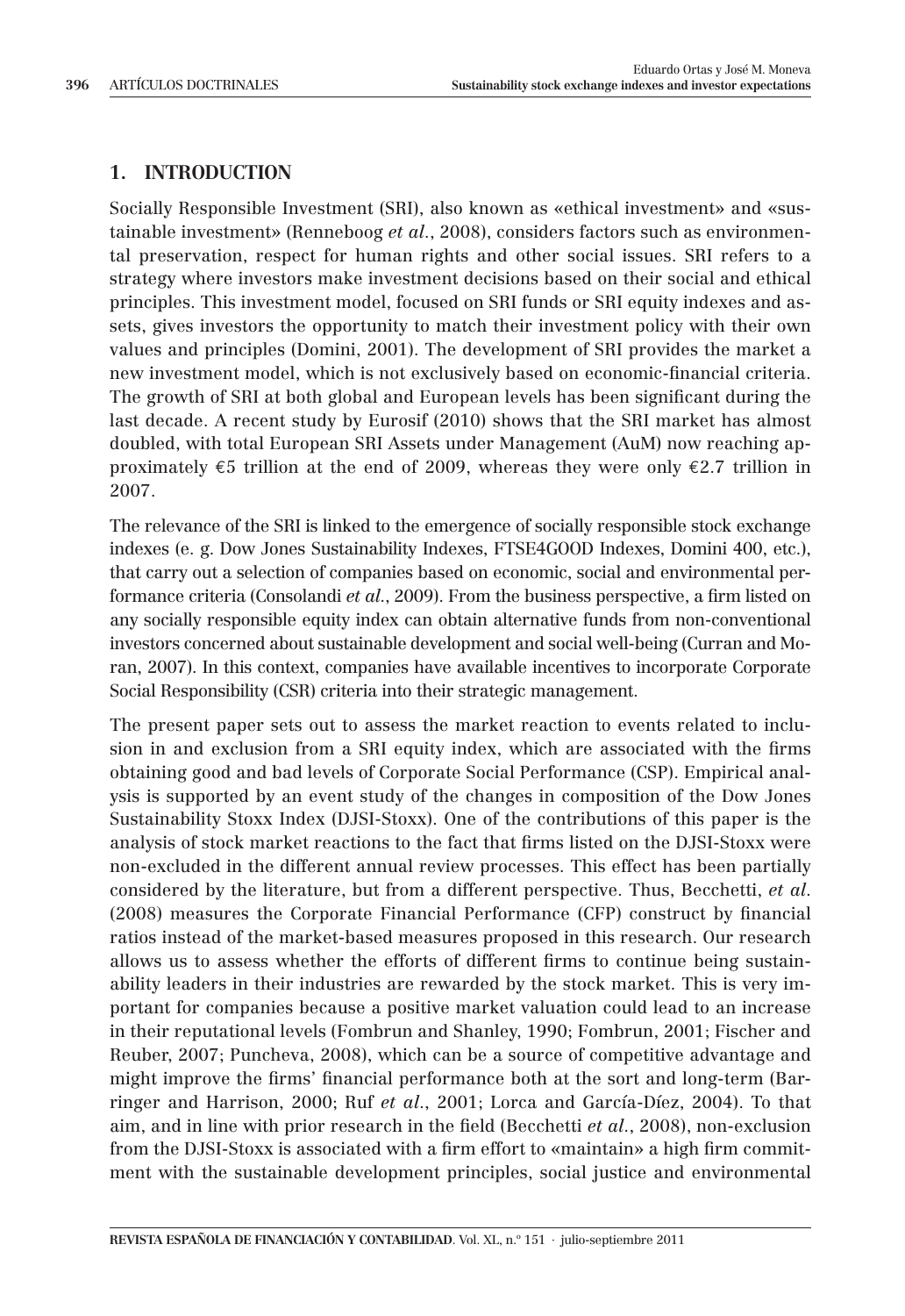## 1. INTRODUCTION

Socially Responsible Investment (SRI), also known as «ethical investment» and «sustainable investment» (Renneboog *et al.*, 2008), considers factors such as environmental preservation, respect for human rights and other social issues. SRI refers to a strategy where investors make investment decisions based on their social and ethical principles. This investment model, focused on SRI funds or SRI equity indexes and assets, gives investors the opportunity to match their investment policy with their own values and principles (Domini, 2001). The development of SRI provides the market a new investment model, which is not exclusively based on economic-financial criteria. The growth of SRI at both global and European levels has been significant during the last decade. A recent study by Eurosif (2010) shows that the SRI market has almost doubled, with total European SRI Assets under Management (AuM) now reaching approximately €5 trillion at the end of 2009, whereas they were only €2.7 trillion in 2007.

The relevance of the SRI is linked to the emergence of socially responsible stock exchange indexes (e. g. Dow Jones Sustainability Indexes, FTSE4GOOD Indexes, Domini 400, etc.), that carry out a selection of companies based on economic, social and environmental performance criteria (Consolandi *et al.*, 2009). From the business perspective, a firm listed on any socially responsible equity index can obtain alternative funds from non-conventional investors concerned about sustainable development and social well-being (Curran and Moran, 2007). In this context, companies have available incentives to incorporate Corporate Social Responsibility (CSR) criteria into their strategic management.

The present paper sets out to assess the market reaction to events related to inclusion in and exclusion from a SRI equity index, which are associated with the firms obtaining good and bad levels of Corporate Social Performance (CSP). Empirical analysis is supported by an event study of the changes in composition of the Dow Jones Sustainability Stoxx Index (DJSI-Stoxx). One of the contributions of this paper is the analysis of stock market reactions to the fact that firms listed on the DJSI-Stoxx were non-excluded in the different annual review processes. This effect has been partially considered by the literature, but from a different perspective. Thus, Becchetti, *et al.* (2008) measures the Corporate Financial Performance (CFP) construct by financial ratios instead of the market-based measures proposed in this research. Our research allows us to assess whether the efforts of different firms to continue being sustainability leaders in their industries are rewarded by the stock market. This is very important for companies because a positive market valuation could lead to an increase in their reputational levels (Fombrun and Shanley, 1990; Fombrun, 2001; Fischer and Reuber, 2007; Puncheva, 2008), which can be a source of competitive advantage and might improve the firms' financial performance both at the sort and long-term (Barringer and Harrison, 2000; Ruf *et al.*, 2001; Lorca and García-Díez, 2004). To that aim, and in line with prior research in the field (Becchetti *et al.*, 2008), non-exclusion from the DJSI-Stoxx is associated with a firm effort to «maintain» a high firm commitment with the sustainable development principles, social justice and environmental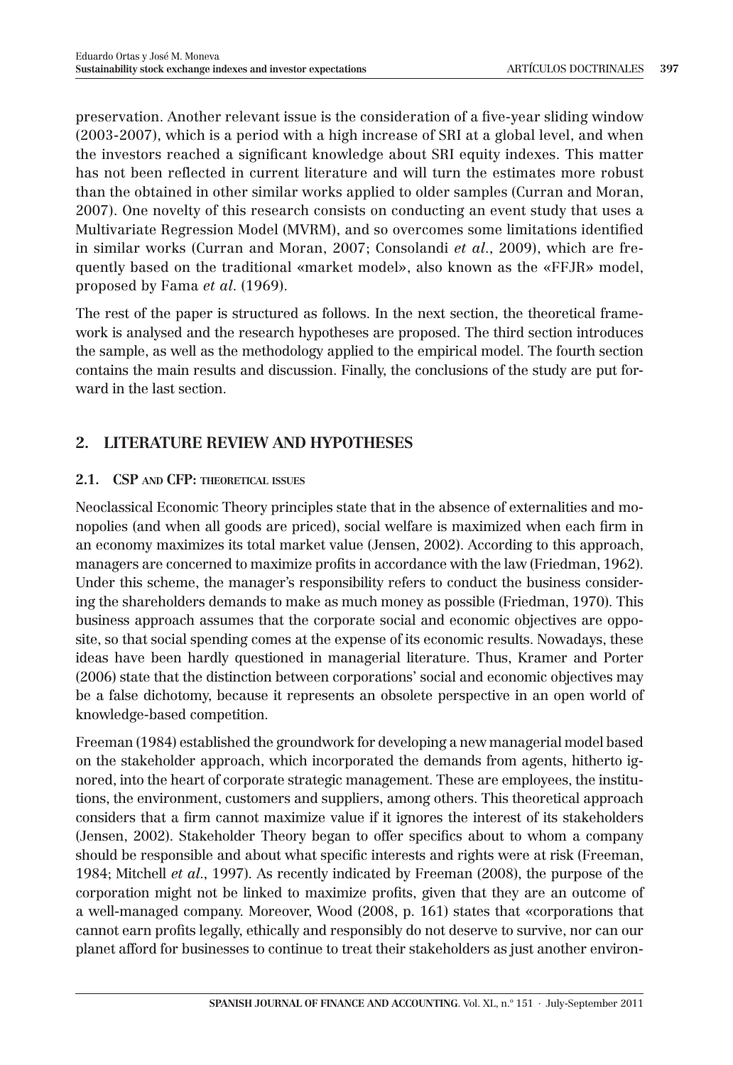preservation. Another relevant issue is the consideration of a five-year sliding window (2003-2007), which is a period with a high increase of SRI at a global level, and when the investors reached a significant knowledge about SRI equity indexes. This matter has not been reflected in current literature and will turn the estimates more robust than the obtained in other similar works applied to older samples (Curran and Moran, 2007). One novelty of this research consists on conducting an event study that uses a Multivariate Regression Model (MVRM), and so overcomes some limitations identified in similar works (Curran and Moran, 2007; Consolandi *et al.*, 2009), which are frequently based on the traditional «market model», also known as the «FFJR» model, proposed by Fama *et al.* (1969).

The rest of the paper is structured as follows. In the next section, the theoretical framework is analysed and the research hypotheses are proposed. The third section introduces the sample, as well as the methodology applied to the empirical model. The fourth section contains the main results and discussion. Finally, the conclusions of the study are put forward in the last section.

## 2. LITERATURE REVIEW AND HYPOTHESES

### 2.1. CSP AND CFP: THEORETICAL ISSUES

Neoclassical Economic Theory principles state that in the absence of externalities and monopolies (and when all goods are priced), social welfare is maximized when each firm in an economy maximizes its total market value (Jensen, 2002). According to this approach, managers are concerned to maximize profits in accordance with the law (Friedman, 1962). Under this scheme, the manager's responsibility refers to conduct the business considering the shareholders demands to make as much money as possible (Friedman, 1970). This business approach assumes that the corporate social and economic objectives are opposite, so that social spending comes at the expense of its economic results. Nowadays, these ideas have been hardly questioned in managerial literature. Thus, Kramer and Porter (2006) state that the distinction between corporations' social and economic objectives may be a false dichotomy, because it represents an obsolete perspective in an open world of knowledge-based competition.

Freeman (1984) established the groundwork for developing a new managerial model based on the stakeholder approach, which incorporated the demands from agents, hitherto ignored, into the heart of corporate strategic management. These are employees, the institutions, the environment, customers and suppliers, among others. This theoretical approach considers that a firm cannot maximize value if it ignores the interest of its stakeholders (Jensen, 2002). Stakeholder Theory began to offer specifics about to whom a company should be responsible and about what specific interests and rights were at risk (Freeman, 1984; Mitchell *et al.*, 1997). As recently indicated by Freeman (2008), the purpose of the corporation might not be linked to maximize profits, given that they are an outcome of a well-managed company. Moreover, Wood (2008, p. 161) states that «corporations that cannot earn profits legally, ethically and responsibly do not deserve to survive, nor can our planet afford for businesses to continue to treat their stakeholders as just another environ-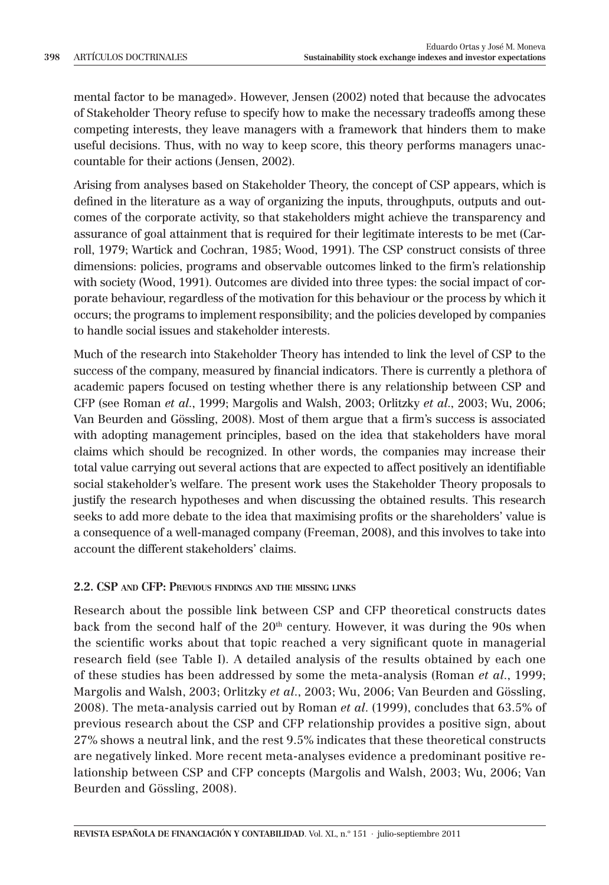mental factor to be managed». However, Jensen (2002) noted that because the advocates of Stakeholder Theory refuse to specify how to make the necessary tradeoffs among these competing interests, they leave managers with a framework that hinders them to make useful decisions. Thus, with no way to keep score, this theory performs managers unaccountable for their actions (Jensen, 2002).

Arising from analyses based on Stakeholder Theory, the concept of CSP appears, which is defined in the literature as a way of organizing the inputs, throughputs, outputs and outcomes of the corporate activity, so that stakeholders might achieve the transparency and assurance of goal attainment that is required for their legitimate interests to be met (Carroll, 1979; Wartick and Cochran, 1985; Wood, 1991). The CSP construct consists of three dimensions: policies, programs and observable outcomes linked to the firm's relationship with society (Wood, 1991). Outcomes are divided into three types: the social impact of corporate behaviour, regardless of the motivation for this behaviour or the process by which it occurs; the programs to implement responsibility; and the policies developed by companies to handle social issues and stakeholder interests.

Much of the research into Stakeholder Theory has intended to link the level of CSP to the success of the company, measured by financial indicators. There is currently a plethora of academic papers focused on testing whether there is any relationship between CSP and CFP (see Roman *et al.*, 1999; Margolis and Walsh, 2003; Orlitzky *et al.*, 2003; Wu, 2006; Van Beurden and Gössling, 2008). Most of them argue that a firm's success is associated with adopting management principles, based on the idea that stakeholders have moral claims which should be recognized. In other words, the companies may increase their total value carrying out several actions that are expected to affect positively an identifiable social stakeholder's welfare. The present work uses the Stakeholder Theory proposals to justify the research hypotheses and when discussing the obtained results. This research seeks to add more debate to the idea that maximising profits or the shareholders' value is a consequence of a well-managed company (Freeman, 2008), and this involves to take into account the different stakeholders' claims.

### 2.2. CSP and CFP: Previous findings and the missing links

Research about the possible link between CSP and CFP theoretical constructs dates back from the second half of the 20th century. However, it was during the 90s when the scientific works about that topic reached a very significant quote in managerial research field (see Table I). A detailed analysis of the results obtained by each one of these studies has been addressed by some the meta-analysis (Roman *et al.*, 1999; Margolis and Walsh, 2003; Orlitzky *et al.*, 2003; Wu, 2006; Van Beurden and Gössling, 2008). The meta-analysis carried out by Roman *et al.* (1999), concludes that 63.5% of previous research about the CSP and CFP relationship provides a positive sign, about 27% shows a neutral link, and the rest 9.5% indicates that these theoretical constructs are negatively linked. More recent meta-analyses evidence a predominant positive relationship between CSP and CFP concepts (Margolis and Walsh, 2003; Wu, 2006; Van Beurden and Gössling, 2008).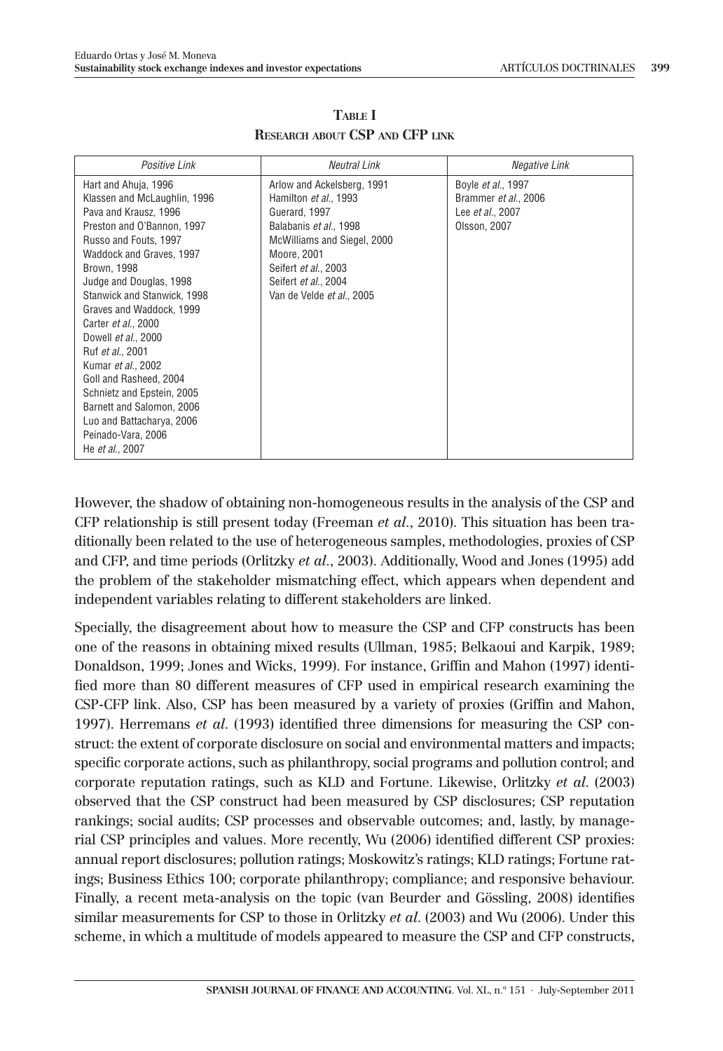**TABLE I**
**RESEARCH ABOUT CSP AND CFP LINK**

| *Positive Link* | *Neutral Link* | *Negative Link* |
|---|---|---|
| Hart and Ahuja, 1996 | Arlow and Ackelsberg, 1991 | Boyle *et al.*, 1997 |
| Klassen and McLaughlin, 1996 | Hamilton *et al.*, 1993 | Brammer *et al.*, 2006 |
| Pava and Krausz, 1996 | Guerard, 1997 | Lee *et al.*, 2007 |
| Preston and O'Bannon, 1997 | Balabanis *et al.*, 1998 | Olsson, 2007 |
| Russo and Fouts, 1997 | McWilliams and Siegel, 2000 | |
| Waddock and Graves, 1997 | Moore, 2001 | |
| Brown, 1998 | Seifert *et al.*, 2003 | |
| Judge and Douglas, 1998 | Seifert *et al.*, 2004 | |
| Stanwick and Stanwick, 1998 | Van de Velde *et al.*, 2005 | |
| Graves and Waddock, 1999 | | |
| Carter *et al.*, 2000 | | |
| Dowell *et al.*, 2000 | | |
| Ruf *et al.*, 2001 | | |
| Kumar *et al.*, 2002 | | |
| Goll and Rasheed, 2004 | | |
| Schnietz and Epstein, 2005 | | |
| Barnett and Salomon, 2006 | | |
| Luo and Battacharya, 2006 | | |
| Peinado-Vara, 2006 | | |
| He *et al.*, 2007 | | |

However, the shadow of obtaining non-homogeneous results in the analysis of the CSP and CFP relationship is still present today (Freeman *et al.*, 2010). This situation has been traditionally been related to the use of heterogeneous samples, methodologies, proxies of CSP and CFP, and time periods (Orlitzky *et al.*, 2003). Additionally, Wood and Jones (1995) add the problem of the stakeholder mismatching effect, which appears when dependent and independent variables relating to different stakeholders are linked.

Specially, the disagreement about how to measure the CSP and CFP constructs has been one of the reasons in obtaining mixed results (Ullman, 1985; Belkaoui and Karpik, 1989; Donaldson, 1999; Jones and Wicks, 1999). For instance, Griffin and Mahon (1997) identified more than 80 different measures of CFP used in empirical research examining the CSP-CFP link. Also, CSP has been measured by a variety of proxies (Griffin and Mahon, 1997). Herremans *et al.* (1993) identified three dimensions for measuring the CSP construct: the extent of corporate disclosure on social and environmental matters and impacts; specific corporate actions, such as philanthropy, social programs and pollution control; and corporate reputation ratings, such as KLD and Fortune. Likewise, Orlitzky *et al.* (2003) observed that the CSP construct had been measured by CSP disclosures; CSP reputation rankings; social audits; CSP processes and observable outcomes; and, lastly, by managerial CSP principles and values. More recently, Wu (2006) identified different CSP proxies: annual report disclosures; pollution ratings; Moskowitz's ratings; KLD ratings; Fortune ratings; Business Ethics 100; corporate philanthropy; compliance; and responsive behaviour. Finally, a recent meta-analysis on the topic (van Beurder and Gössling, 2008) identifies similar measurements for CSP to those in Orlitzky *et al.* (2003) and Wu (2006). Under this scheme, in which a multitude of models appeared to measure the CSP and CFP constructs,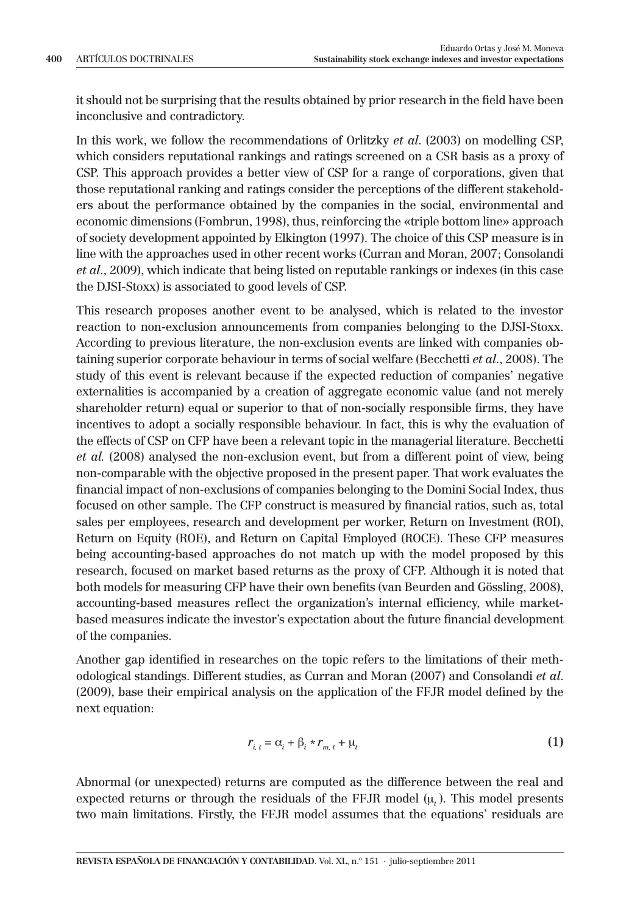it should not be surprising that the results obtained by prior research in the field have been inconclusive and contradictory.

In this work, we follow the recommendations of Orlitzky *et al.* (2003) on modelling CSP, which considers reputational rankings and ratings screened on a CSR basis as a proxy of CSP. This approach provides a better view of CSP for a range of corporations, given that those reputational ranking and ratings consider the perceptions of the different stakeholders about the performance obtained by the companies in the social, environmental and economic dimensions (Fombrun, 1998), thus, reinforcing the «triple bottom line» approach of society development appointed by Elkington (1997). The choice of this CSP measure is in line with the approaches used in other recent works (Curran and Moran, 2007; Consolandi *et al.*, 2009), which indicate that being listed on reputable rankings or indexes (in this case the DJSI-Stoxx) is associated to good levels of CSP.

This research proposes another event to be analysed, which is related to the investor reaction to non-exclusion announcements from companies belonging to the DJSI-Stoxx. According to previous literature, the non-exclusion events are linked with companies obtaining superior corporate behaviour in terms of social welfare (Becchetti *et al.*, 2008). The study of this event is relevant because if the expected reduction of companies' negative externalities is accompanied by a creation of aggregate economic value (and not merely shareholder return) equal or superior to that of non-socially responsible firms, they have incentives to adopt a socially responsible behaviour. In fact, this is why the evaluation of the effects of CSP on CFP have been a relevant topic in the managerial literature. Becchetti *et al.* (2008) analysed the non-exclusion event, but from a different point of view, being non-comparable with the objective proposed in the present paper. That work evaluates the financial impact of non-exclusions of companies belonging to the Domini Social Index, thus focused on other sample. The CFP construct is measured by financial ratios, such as, total sales per employees, research and development per worker, Return on Investment (ROI), Return on Equity (ROE), and Return on Capital Employed (ROCE). These CFP measures being accounting-based approaches do not match up with the model proposed by this research, focused on market based returns as the proxy of CFP. Although it is noted that both models for measuring CFP have their own benefits (van Beurden and Gössling, 2008), accounting-based measures reflect the organization's internal efficiency, while market-based measures indicate the investor's expectation about the future financial development of the companies.

Another gap identified in researches on the topic refers to the limitations of their methodological standings. Different studies, as Curran and Moran (2007) and Consolandi *et al.* (2009), base their empirical analysis on the application of the FFJR model defined by the next equation:

$$r_{i,t} = \alpha_i + \beta_i * r_{m,t} + \mu_t \tag{1}$$

Abnormal (or unexpected) returns are computed as the difference between the real and expected returns or through the residuals of the FFJR model ($\mu_t$). This model presents two main limitations. Firstly, the FFJR model assumes that the equations' residuals are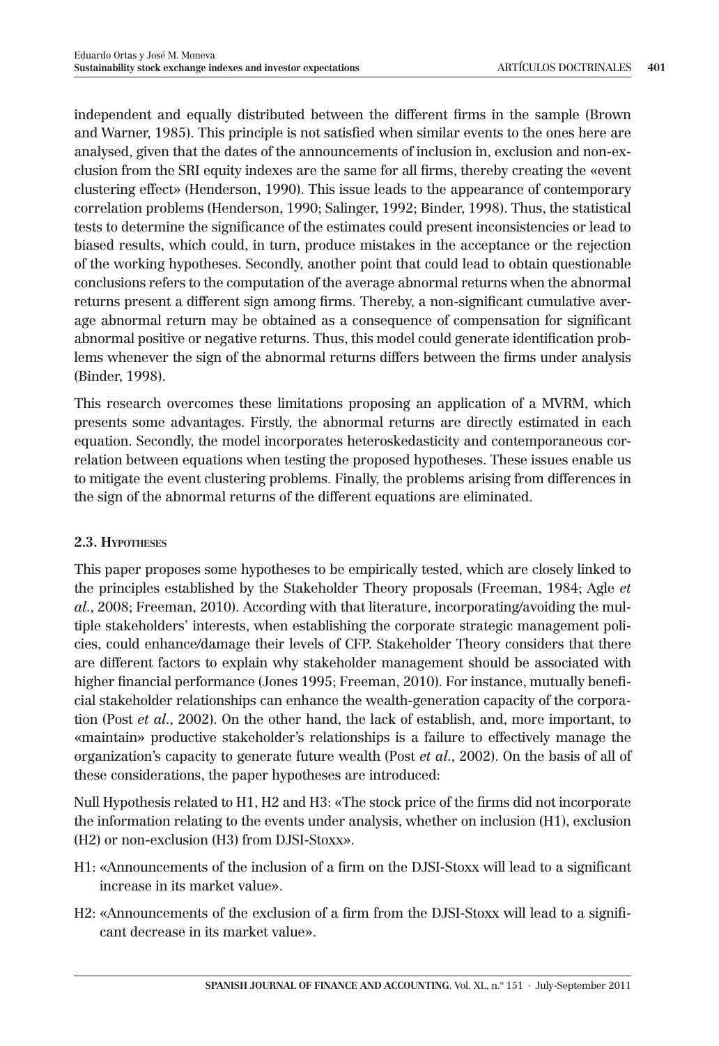independent and equally distributed between the different firms in the sample (Brown and Warner, 1985). This principle is not satisfied when similar events to the ones here are analysed, given that the dates of the announcements of inclusion in, exclusion and non-exclusion from the SRI equity indexes are the same for all firms, thereby creating the «event clustering effect» (Henderson, 1990). This issue leads to the appearance of contemporary correlation problems (Henderson, 1990; Salinger, 1992; Binder, 1998). Thus, the statistical tests to determine the significance of the estimates could present inconsistencies or lead to biased results, which could, in turn, produce mistakes in the acceptance or the rejection of the working hypotheses. Secondly, another point that could lead to obtain questionable conclusions refers to the computation of the average abnormal returns when the abnormal returns present a different sign among firms. Thereby, a non-significant cumulative average abnormal return may be obtained as a consequence of compensation for significant abnormal positive or negative returns. Thus, this model could generate identification problems whenever the sign of the abnormal returns differs between the firms under analysis (Binder, 1998).

This research overcomes these limitations proposing an application of a MVRM, which presents some advantages. Firstly, the abnormal returns are directly estimated in each equation. Secondly, the model incorporates heteroskedasticity and contemporaneous correlation between equations when testing the proposed hypotheses. These issues enable us to mitigate the event clustering problems. Finally, the problems arising from differences in the sign of the abnormal returns of the different equations are eliminated.

### 2.3. Hypotheses

This paper proposes some hypotheses to be empirically tested, which are closely linked to the principles established by the Stakeholder Theory proposals (Freeman, 1984; Agle *et al.*, 2008; Freeman, 2010). According with that literature, incorporating/avoiding the multiple stakeholders' interests, when establishing the corporate strategic management policies, could enhance/damage their levels of CFP. Stakeholder Theory considers that there are different factors to explain why stakeholder management should be associated with higher financial performance (Jones 1995; Freeman, 2010). For instance, mutually beneficial stakeholder relationships can enhance the wealth-generation capacity of the corporation (Post *et al.*, 2002). On the other hand, the lack of establish, and, more important, to «maintain» productive stakeholder's relationships is a failure to effectively manage the organization's capacity to generate future wealth (Post *et al.*, 2002). On the basis of all of these considerations, the paper hypotheses are introduced:

Null Hypothesis related to H1, H2 and H3: «The stock price of the firms did not incorporate the information relating to the events under analysis, whether on inclusion (H1), exclusion (H2) or non-exclusion (H3) from DJSI-Stoxx».

- H1: «Announcements of the inclusion of a firm on the DJSI-Stoxx will lead to a significant increase in its market value».
- H2: «Announcements of the exclusion of a firm from the DJSI-Stoxx will lead to a significant decrease in its market value».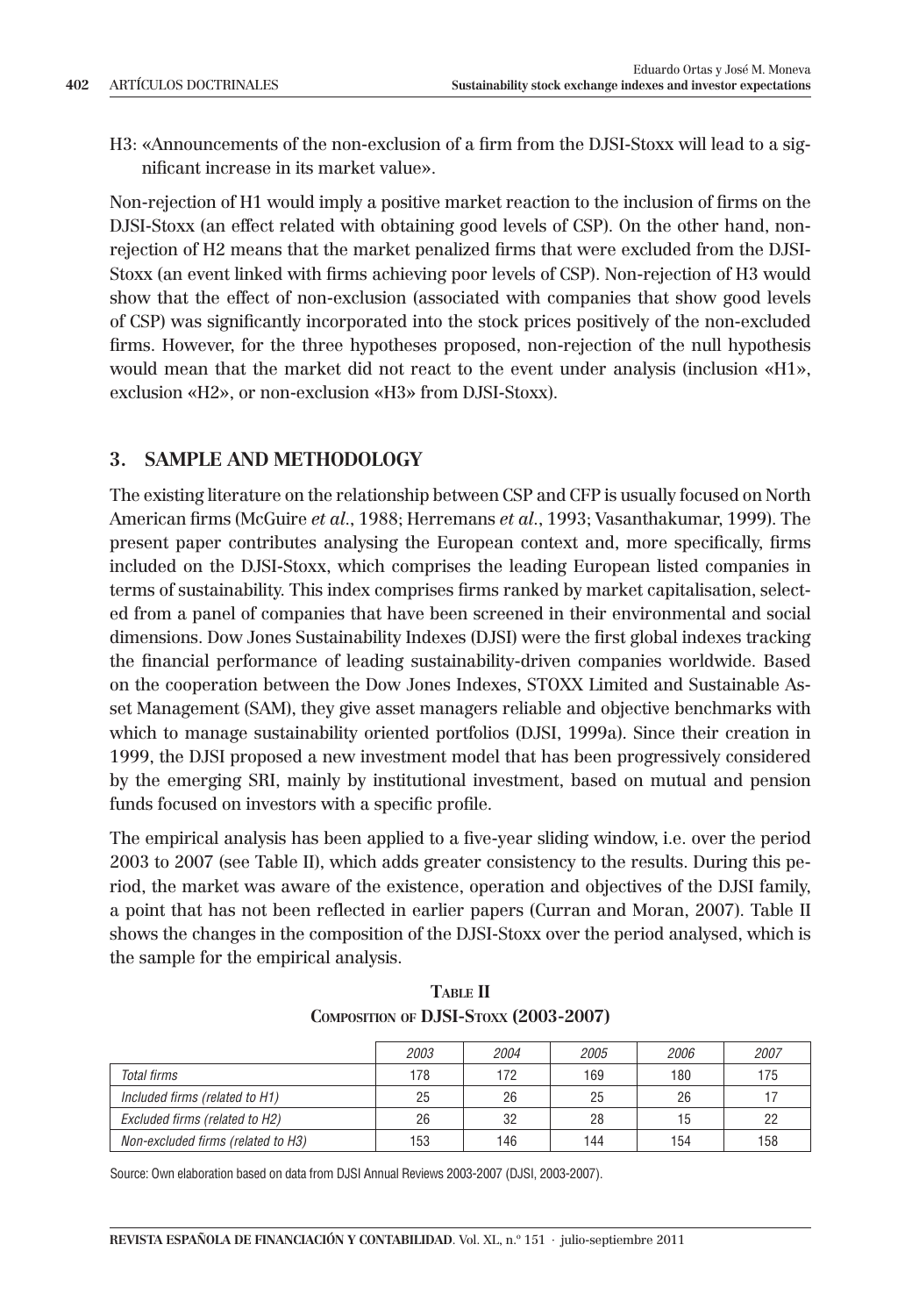H3: «Announcements of the non-exclusion of a firm from the DJSI-Stoxx will lead to a significant increase in its market value».

Non-rejection of H1 would imply a positive market reaction to the inclusion of firms on the DJSI-Stoxx (an effect related with obtaining good levels of CSP). On the other hand, non-rejection of H2 means that the market penalized firms that were excluded from the DJSI-Stoxx (an event linked with firms achieving poor levels of CSP). Non-rejection of H3 would show that the effect of non-exclusion (associated with companies that show good levels of CSP) was significantly incorporated into the stock prices positively of the non-excluded firms. However, for the three hypotheses proposed, non-rejection of the null hypothesis would mean that the market did not react to the event under analysis (inclusion «H1», exclusion «H2», or non-exclusion «H3» from DJSI-Stoxx).

## 3. SAMPLE AND METHODOLOGY

The existing literature on the relationship between CSP and CFP is usually focused on North American firms (McGuire *et al.*, 1988; Herremans *et al.*, 1993; Vasanthakumar, 1999). The present paper contributes analysing the European context and, more specifically, firms included on the DJSI-Stoxx, which comprises the leading European listed companies in terms of sustainability. This index comprises firms ranked by market capitalisation, selected from a panel of companies that have been screened in their environmental and social dimensions. Dow Jones Sustainability Indexes (DJSI) were the first global indexes tracking the financial performance of leading sustainability-driven companies worldwide. Based on the cooperation between the Dow Jones Indexes, STOXX Limited and Sustainable Asset Management (SAM), they give asset managers reliable and objective benchmarks with which to manage sustainability oriented portfolios (DJSI, 1999a). Since their creation in 1999, the DJSI proposed a new investment model that has been progressively considered by the emerging SRI, mainly by institutional investment, based on mutual and pension funds focused on investors with a specific profile.

The empirical analysis has been applied to a five-year sliding window, i.e. over the period 2003 to 2007 (see Table II), which adds greater consistency to the results. During this period, the market was aware of the existence, operation and objectives of the DJSI family, a point that has not been reflected in earlier papers (Curran and Moran, 2007). Table II shows the changes in the composition of the DJSI-Stoxx over the period analysed, which is the sample for the empirical analysis.

**TABLE II**
**COMPOSITION OF DJSI-STOXX (2003-2007)**

| | *2003* | *2004* | *2005* | *2006* | *2007* |
|---|---|---|---|---|---|
| *Total firms* | 178 | 172 | 169 | 180 | 175 |
| *Included firms (related to H1)* | 25 | 26 | 25 | 26 | 17 |
| *Excluded firms (related to H2)* | 26 | 32 | 28 | 15 | 22 |
| *Non-excluded firms (related to H3)* | 153 | 146 | 144 | 154 | 158 |

Source: Own elaboration based on data from DJSI Annual Reviews 2003-2007 (DJSI, 2003-2007).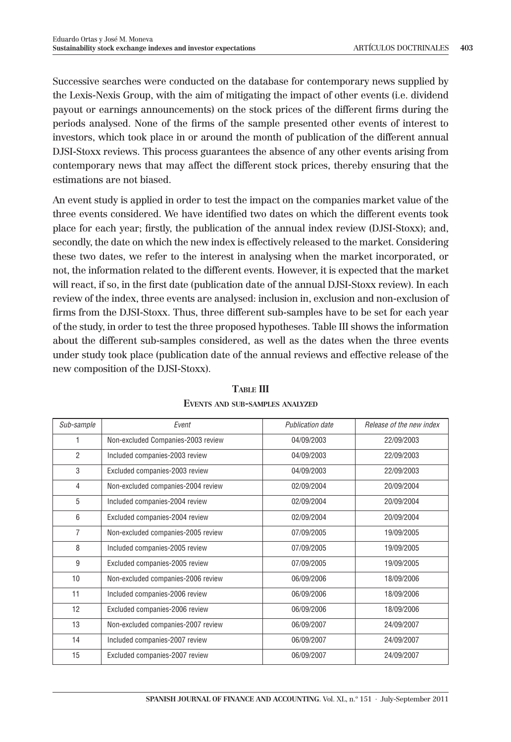Successive searches were conducted on the database for contemporary news supplied by the Lexis-Nexis Group, with the aim of mitigating the impact of other events (i.e. dividend payout or earnings announcements) on the stock prices of the different firms during the periods analysed. None of the firms of the sample presented other events of interest to investors, which took place in or around the month of publication of the different annual DJSI-Stoxx reviews. This process guarantees the absence of any other events arising from contemporary news that may affect the different stock prices, thereby ensuring that the estimations are not biased.

An event study is applied in order to test the impact on the companies market value of the three events considered. We have identified two dates on which the different events took place for each year; firstly, the publication of the annual index review (DJSI-Stoxx); and, secondly, the date on which the new index is effectively released to the market. Considering these two dates, we refer to the interest in analysing when the market incorporated, or not, the information related to the different events. However, it is expected that the market will react, if so, in the first date (publication date of the annual DJSI-Stoxx review). In each review of the index, three events are analysed: inclusion in, exclusion and non-exclusion of firms from the DJSI-Stoxx. Thus, three different sub-samples have to be set for each year of the study, in order to test the three proposed hypotheses. Table III shows the information about the different sub-samples considered, as well as the dates when the three events under study took place (publication date of the annual reviews and effective release of the new composition of the DJSI-Stoxx).

**TABLE III**

**EVENTS AND SUB-SAMPLES ANALYZED**

| *Sub-sample* | *Event* | *Publication date* | *Release of the new index* |
|---|---|---|---|
| 1 | Non-excluded Companies-2003 review | 04/09/2003 | 22/09/2003 |
| 2 | Included companies-2003 review | 04/09/2003 | 22/09/2003 |
| 3 | Excluded companies-2003 review | 04/09/2003 | 22/09/2003 |
| 4 | Non-excluded companies-2004 review | 02/09/2004 | 20/09/2004 |
| 5 | Included companies-2004 review | 02/09/2004 | 20/09/2004 |
| 6 | Excluded companies-2004 review | 02/09/2004 | 20/09/2004 |
| 7 | Non-excluded companies-2005 review | 07/09/2005 | 19/09/2005 |
| 8 | Included companies-2005 review | 07/09/2005 | 19/09/2005 |
| 9 | Excluded companies-2005 review | 07/09/2005 | 19/09/2005 |
| 10 | Non-excluded companies-2006 review | 06/09/2006 | 18/09/2006 |
| 11 | Included companies-2006 review | 06/09/2006 | 18/09/2006 |
| 12 | Excluded companies-2006 review | 06/09/2006 | 18/09/2006 |
| 13 | Non-excluded companies-2007 review | 06/09/2007 | 24/09/2007 |
| 14 | Included companies-2007 review | 06/09/2007 | 24/09/2007 |
| 15 | Excluded companies-2007 review | 06/09/2007 | 24/09/2007 |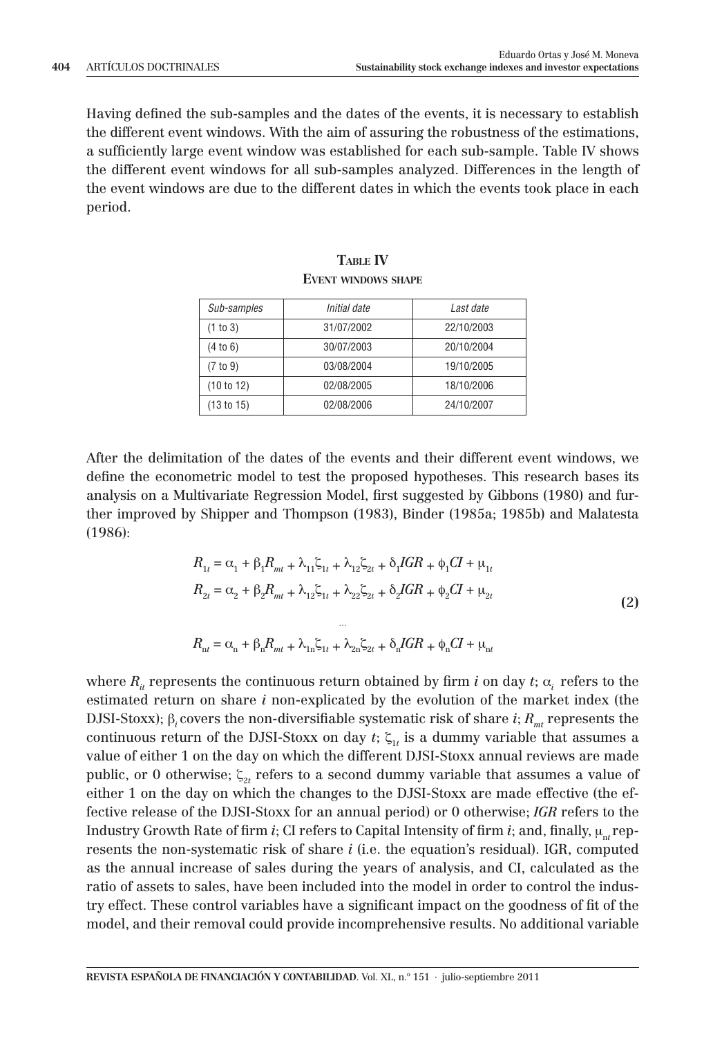Having defined the sub-samples and the dates of the events, it is necessary to establish the different event windows. With the aim of assuring the robustness of the estimations, a sufficiently large event window was established for each sub-sample. Table IV shows the different event windows for all sub-samples analyzed. Differences in the length of the event windows are due to the different dates in which the events took place in each period.

**TABLE IV**
**EVENT WINDOWS SHAPE**

| *Sub-samples* | *Initial date* | *Last date* |
|---|---|---|
| (1 to 3) | 31/07/2002 | 22/10/2003 |
| (4 to 6) | 30/07/2003 | 20/10/2004 |
| (7 to 9) | 03/08/2004 | 19/10/2005 |
| (10 to 12) | 02/08/2005 | 18/10/2006 |
| (13 to 15) | 02/08/2006 | 24/10/2007 |

After the delimitation of the dates of the events and their different event windows, we define the econometric model to test the proposed hypotheses. This research bases its analysis on a Multivariate Regression Model, first suggested by Gibbons (1980) and further improved by Shipper and Thompson (1983), Binder (1985a; 1985b) and Malatesta (1986):

$$
\begin{aligned}
R_{1t} &= \alpha_1 + \beta_1 R_{mt} + \lambda_{11}\zeta_{1t} + \lambda_{12}\zeta_{2t} + \delta_1 IGR + \phi_1 CI + \mu_{1t} \\
R_{2t} &= \alpha_2 + \beta_2 R_{mt} + \lambda_{12}\zeta_{1t} + \lambda_{22}\zeta_{2t} + \delta_2 IGR + \phi_2 CI + \mu_{2t} \\
&\;\;\vdots \\
R_{nt} &= \alpha_n + \beta_n R_{mt} + \lambda_{1n}\zeta_{1t} + \lambda_{2n}\zeta_{2t} + \delta_n IGR + \phi_n CI + \mu_{nt}
\end{aligned}
\qquad (2)
$$

where $R_{it}$ represents the continuous return obtained by firm $i$ on day $t$; $\alpha_i$ refers to the estimated return on share $i$ non-explicated by the evolution of the market index (the DJSI-Stoxx); $\beta_i$ covers the non-diversifiable systematic risk of share $i$; $R_{mt}$ represents the continuous return of the DJSI-Stoxx on day $t$; $\zeta_{1t}$ is a dummy variable that assumes a value of either 1 on the day on which the different DJSI-Stoxx annual reviews are made public, or 0 otherwise; $\zeta_{2t}$ refers to a second dummy variable that assumes a value of either 1 on the day on which the changes to the DJSI-Stoxx are made effective (the effective release of the DJSI-Stoxx for an annual period) or 0 otherwise; *IGR* refers to the Industry Growth Rate of firm $i$; CI refers to Capital Intensity of firm $i$; and, finally, $\mu_{nt}$ represents the non-systematic risk of share $i$ (i.e. the equation's residual). IGR, computed as the annual increase of sales during the years of analysis, and CI, calculated as the ratio of assets to sales, have been included into the model in order to control the industry effect. These control variables have a significant impact on the goodness of fit of the model, and their removal could provide incomprehensive results. No additional variable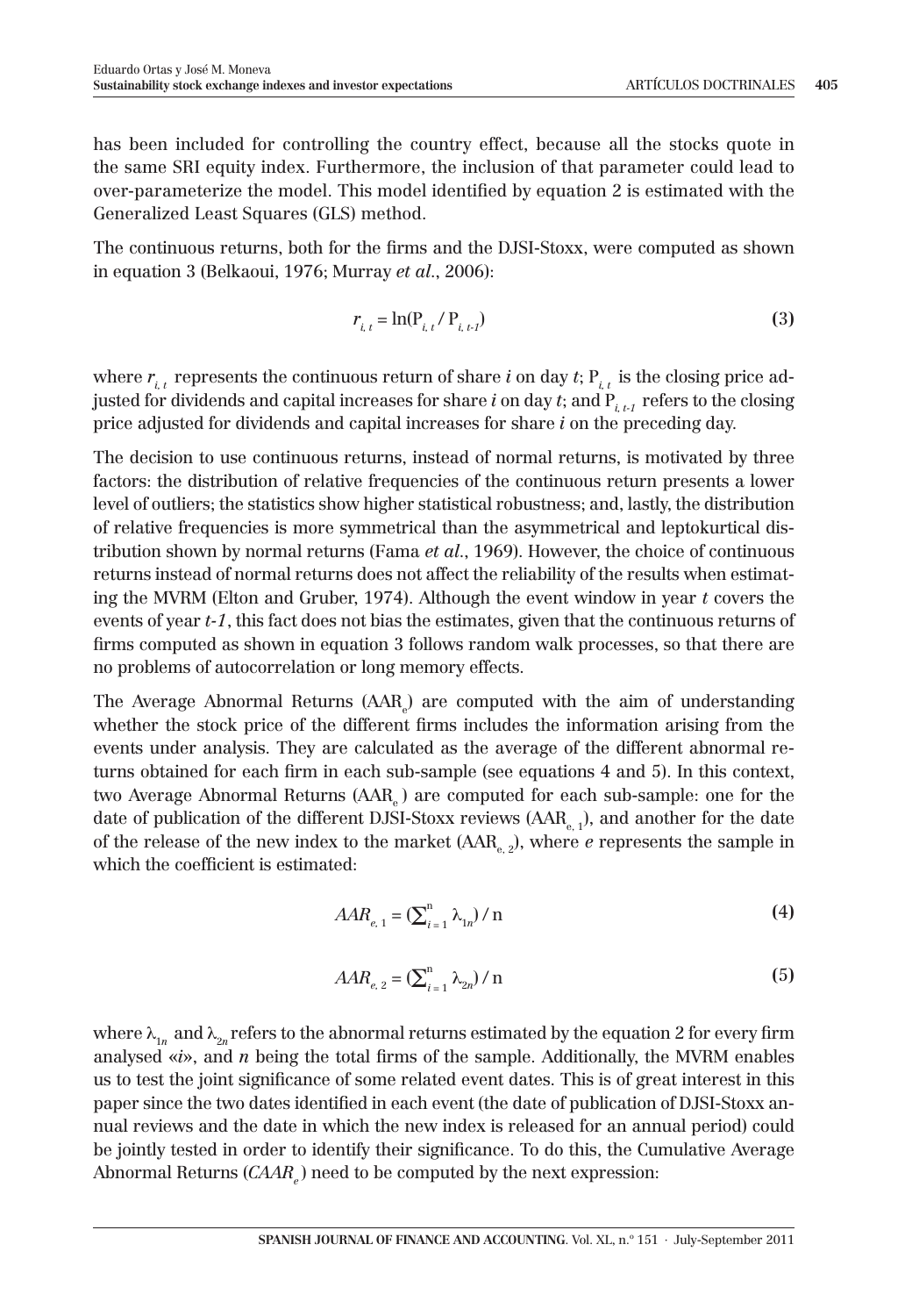has been included for controlling the country effect, because all the stocks quote in the same SRI equity index. Furthermore, the inclusion of that parameter could lead to over-parameterize the model. This model identified by equation 2 is estimated with the Generalized Least Squares (GLS) method.

The continuous returns, both for the firms and the DJSI-Stoxx, were computed as shown in equation 3 (Belkaoui, 1976; Murray *et al.*, 2006):

$$r_{i,t} = \ln(P_{i,t} / P_{i,t-1}) \tag{3}$$

where $r_{i,t}$ represents the continuous return of share *i* on day *t*; $P_{i,t}$ is the closing price adjusted for dividends and capital increases for share *i* on day *t*; and $P_{i,t-1}$ refers to the closing price adjusted for dividends and capital increases for share *i* on the preceding day.

The decision to use continuous returns, instead of normal returns, is motivated by three factors: the distribution of relative frequencies of the continuous return presents a lower level of outliers; the statistics show higher statistical robustness; and, lastly, the distribution of relative frequencies is more symmetrical than the asymmetrical and leptokurtical distribution shown by normal returns (Fama *et al.*, 1969). However, the choice of continuous returns instead of normal returns does not affect the reliability of the results when estimating the MVRM (Elton and Gruber, 1974). Although the event window in year *t* covers the events of year *t-1*, this fact does not bias the estimates, given that the continuous returns of firms computed as shown in equation 3 follows random walk processes, so that there are no problems of autocorrelation or long memory effects.

The Average Abnormal Returns ($AAR_e$) are computed with the aim of understanding whether the stock price of the different firms includes the information arising from the events under analysis. They are calculated as the average of the different abnormal returns obtained for each firm in each sub-sample (see equations 4 and 5). In this context, two Average Abnormal Returns ($AAR_e$) are computed for each sub-sample: one for the date of publication of the different DJSI-Stoxx reviews ($AAR_{e,1}$), and another for the date of the release of the new index to the market ($AAR_{e,2}$), where *e* represents the sample in which the coefficient is estimated:

$$AAR_{e,1} = \left(\sum_{i=1}^{n} \lambda_{1n}\right) / n \tag{4}$$

$$AAR_{e,2} = \left(\sum_{i=1}^{n} \lambda_{2n}\right) / n \tag{5}$$

where $\lambda_{1n}$ and $\lambda_{2n}$ refers to the abnormal returns estimated by the equation 2 for every firm analysed «*i*», and *n* being the total firms of the sample. Additionally, the MVRM enables us to test the joint significance of some related event dates. This is of great interest in this paper since the two dates identified in each event (the date of publication of DJSI-Stoxx annual reviews and the date in which the new index is released for an annual period) could be jointly tested in order to identify their significance. To do this, the Cumulative Average Abnormal Returns ($CAAR_e$) need to be computed by the next expression: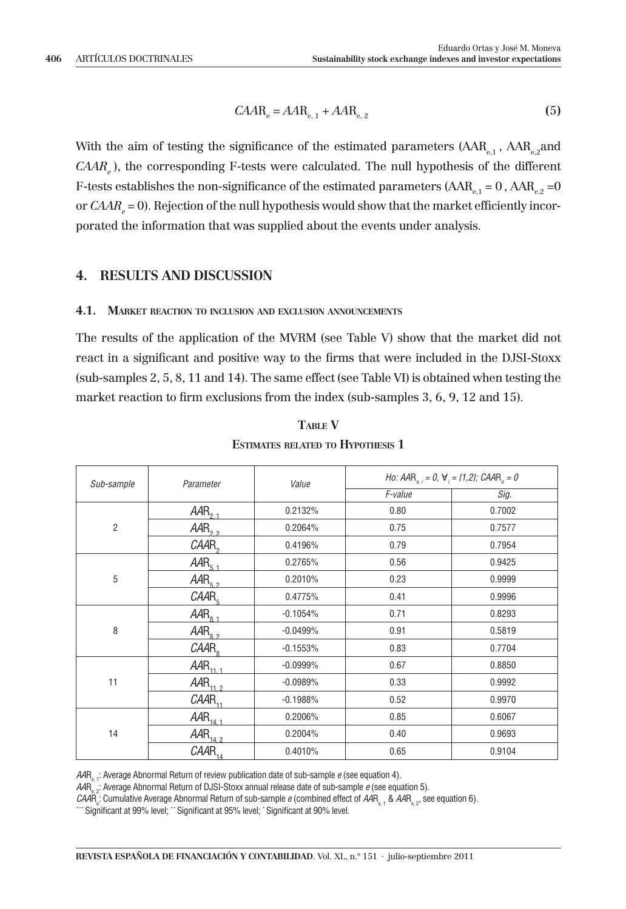$$CAAR_e = AAR_{e,1} + AAR_{e,2} \tag{5}$$

With the aim of testing the significance of the estimated parameters ($AAR_{e,1}$, $AAR_{e,2}$ and $CAAR_e$), the corresponding F-tests were calculated. The null hypothesis of the different F-tests establishes the non-significance of the estimated parameters ($AAR_{e,1} = 0$, $AAR_{e,2} = 0$ or $CAAR_e = 0$). Rejection of the null hypothesis would show that the market efficiently incorporated the information that was supplied about the events under analysis.

## 4. RESULTS AND DISCUSSION

### 4.1. Market reaction to inclusion and exclusion announcements

The results of the application of the MVRM (see Table V) show that the market did not react in a significant and positive way to the firms that were included in the DJSI-Stoxx (sub-samples 2, 5, 8, 11 and 14). The same effect (see Table VI) is obtained when testing the market reaction to firm exclusions from the index (sub-samples 3, 6, 9, 12 and 15).

**Table V**

**Estimates related to Hypothesis 1**

| *Sub-sample* | *Parameter* | *Value* | *Ho: $AAR_{e,i} = 0$, $\forall_i = \{1,2\}$; $CAAR_e = 0$* | |
|---|---|---|---|---|
| | | | *F-value* | *Sig.* |
| 2 | $AAR_{2,1}$ | 0.2132% | 0.80 | 0.7002 |
| | $AAR_{2,2}$ | 0.2064% | 0.75 | 0.7577 |
| | $CAAR_2$ | 0.4196% | 0.79 | 0.7954 |
| 5 | $AAR_{5,1}$ | 0.2765% | 0.56 | 0.9425 |
| | $AAR_{5,2}$ | 0.2010% | 0.23 | 0.9999 |
| | $CAAR_5$ | 0.4775% | 0.41 | 0.9996 |
| 8 | $AAR_{8,1}$ | -0.1054% | 0.71 | 0.8293 |
| | $AAR_{8,2}$ | -0.0499% | 0.91 | 0.5819 |
| | $CAAR_8$ | -0.1553% | 0.83 | 0.7704 |
| 11 | $AAR_{11,1}$ | -0.0999% | 0.67 | 0.8850 |
| | $AAR_{11,2}$ | -0.0989% | 0.33 | 0.9992 |
| | $CAAR_{11}$ | -0.1988% | 0.52 | 0.9970 |
| 14 | $AAR_{14,1}$ | 0.2006% | 0.85 | 0.6067 |
| | $AAR_{14,2}$ | 0.2004% | 0.40 | 0.9693 |
| | $CAAR_{14}$ | 0.4010% | 0.65 | 0.9104 |

$AAR_{e,1}$: Average Abnormal Return of review publication date of sub-sample *e* (see equation 4).
$AAR_{e,2}$: Average Abnormal Return of DJSI-Stoxx annual release date of sub-sample *e* (see equation 5).
$CAAR_e$: Cumulative Average Abnormal Return of sub-sample *e* (combined effect of $AAR_{e,1}$ & $AAR_{e,2}$, see equation 6).
*** Significant at 99% level; ** Significant at 95% level; * Significant at 90% level.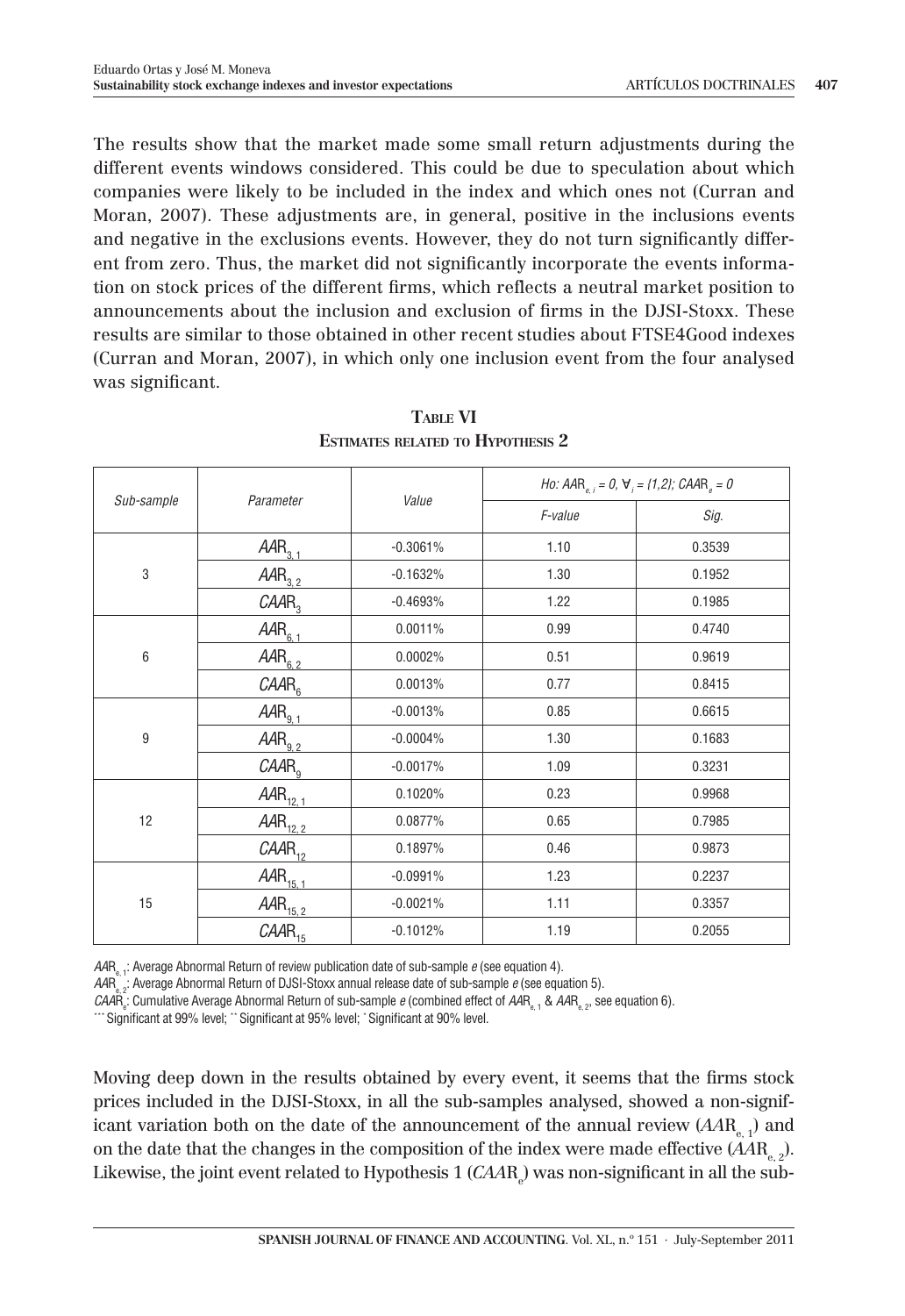The results show that the market made some small return adjustments during the different events windows considered. This could be due to speculation about which companies were likely to be included in the index and which ones not (Curran and Moran, 2007). These adjustments are, in general, positive in the inclusions events and negative in the exclusions events. However, they do not turn significantly different from zero. Thus, the market did not significantly incorporate the events information on stock prices of the different firms, which reflects a neutral market position to announcements about the inclusion and exclusion of firms in the DJSI-Stoxx. These results are similar to those obtained in other recent studies about FTSE4Good indexes (Curran and Moran, 2007), in which only one inclusion event from the four analysed was significant.

**Table VI**
**Estimates related to Hypothesis 2**

| Sub-sample | Parameter | Value | Ho: $AAR_{e,i} = 0, \forall_i = \{1,2\}; CAAR_e = 0$ | |
|---|---|---|---|---|
| | | | F-value | Sig. |
| 3 | $AAR_{3,1}$ | -0.3061% | 1.10 | 0.3539 |
| | $AAR_{3,2}$ | -0.1632% | 1.30 | 0.1952 |
| | $CAAR_3$ | -0.4693% | 1.22 | 0.1985 |
| 6 | $AAR_{6,1}$ | 0.0011% | 0.99 | 0.4740 |
| | $AAR_{6,2}$ | 0.0002% | 0.51 | 0.9619 |
| | $CAAR_6$ | 0.0013% | 0.77 | 0.8415 |
| 9 | $AAR_{9,1}$ | -0.0013% | 0.85 | 0.6615 |
| | $AAR_{9,2}$ | -0.0004% | 1.30 | 0.1683 |
| | $CAAR_9$ | -0.0017% | 1.09 | 0.3231 |
| 12 | $AAR_{12,1}$ | 0.1020% | 0.23 | 0.9968 |
| | $AAR_{12,2}$ | 0.0877% | 0.65 | 0.7985 |
| | $CAAR_{12}$ | 0.1897% | 0.46 | 0.9873 |
| 15 | $AAR_{15,1}$ | -0.0991% | 1.23 | 0.2237 |
| | $AAR_{15,2}$ | -0.0021% | 1.11 | 0.3357 |
| | $CAAR_{15}$ | -0.1012% | 1.19 | 0.2055 |

$AAR_{e,1}$: Average Abnormal Return of review publication date of sub-sample *e* (see equation 4).
$AAR_{e,2}$: Average Abnormal Return of DJSI-Stoxx annual release date of sub-sample *e* (see equation 5).
$CAAR_e$: Cumulative Average Abnormal Return of sub-sample *e* (combined effect of $AAR_{e,1}$ & $AAR_{e,2}$, see equation 6).
*** Significant at 99% level; ** Significant at 95% level; * Significant at 90% level.

Moving deep down in the results obtained by every event, it seems that the firms stock prices included in the DJSI-Stoxx, in all the sub-samples analysed, showed a non-significant variation both on the date of the announcement of the annual review ($AAR_{e,1}$) and on the date that the changes in the composition of the index were made effective ($AAR_{e,2}$). Likewise, the joint event related to Hypothesis 1 ($CAAR_e$) was non-significant in all the sub-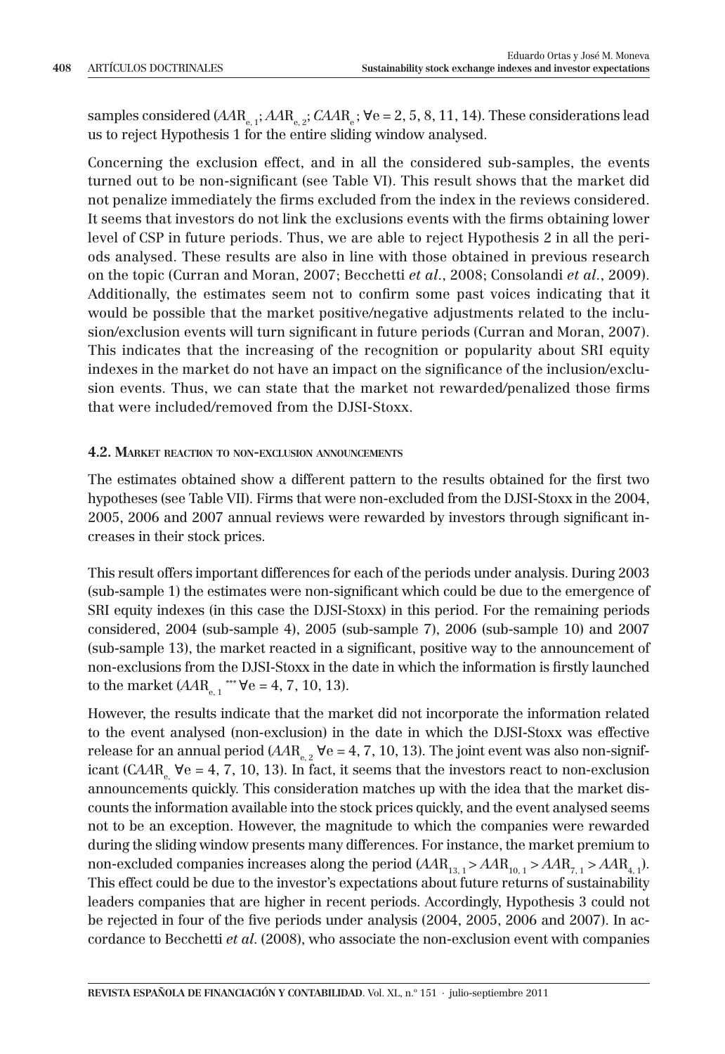samples considered ($AAR_{e,1}$; $AAR_{e,2}$; $CAAR_e$; $\forall e = 2, 5, 8, 11, 14$). These considerations lead us to reject Hypothesis 1 for the entire sliding window analysed.

Concerning the exclusion effect, and in all the considered sub-samples, the events turned out to be non-significant (see Table VI). This result shows that the market did not penalize immediately the firms excluded from the index in the reviews considered. It seems that investors do not link the exclusions events with the firms obtaining lower level of CSP in future periods. Thus, we are able to reject Hypothesis 2 in all the periods analysed. These results are also in line with those obtained in previous research on the topic (Curran and Moran, 2007; Becchetti *et al.*, 2008; Consolandi *et al.*, 2009). Additionally, the estimates seem not to confirm some past voices indicating that it would be possible that the market positive/negative adjustments related to the inclusion/exclusion events will turn significant in future periods (Curran and Moran, 2007). This indicates that the increasing of the recognition or popularity about SRI equity indexes in the market do not have an impact on the significance of the inclusion/exclusion events. Thus, we can state that the market not rewarded/penalized those firms that were included/removed from the DJSI-Stoxx.

### 4.2. Market reaction to non-exclusion announcements

The estimates obtained show a different pattern to the results obtained for the first two hypotheses (see Table VII). Firms that were non-excluded from the DJSI-Stoxx in the 2004, 2005, 2006 and 2007 annual reviews were rewarded by investors through significant increases in their stock prices.

This result offers important differences for each of the periods under analysis. During 2003 (sub-sample 1) the estimates were non-significant which could be due to the emergence of SRI equity indexes (in this case the DJSI-Stoxx) in this period. For the remaining periods considered, 2004 (sub-sample 4), 2005 (sub-sample 7), 2006 (sub-sample 10) and 2007 (sub-sample 13), the market reacted in a significant, positive way to the announcement of non-exclusions from the DJSI-Stoxx in the date in which the information is firstly launched to the market ($AAR_{e,1}^{***}$ $\forall e = 4, 7, 10, 13$).

However, the results indicate that the market did not incorporate the information related to the event analysed (non-exclusion) in the date in which the DJSI-Stoxx was effective release for an annual period ($AAR_{e,2}$ $\forall e = 4, 7, 10, 13$). The joint event was also non-significant ($CAAR_e$ $\forall e = 4, 7, 10, 13$). In fact, it seems that the investors react to non-exclusion announcements quickly. This consideration matches up with the idea that the market discounts the information available into the stock prices quickly, and the event analysed seems not to be an exception. However, the magnitude to which the companies were rewarded during the sliding window presents many differences. For instance, the market premium to non-excluded companies increases along the period ($AAR_{13,1} > AAR_{10,1} > AAR_{7,1} > AAR_{4,1}$). This effect could be due to the investor's expectations about future returns of sustainability leaders companies that are higher in recent periods. Accordingly, Hypothesis 3 could not be rejected in four of the five periods under analysis (2004, 2005, 2006 and 2007). In accordance to Becchetti *et al.* (2008), who associate the non-exclusion event with companies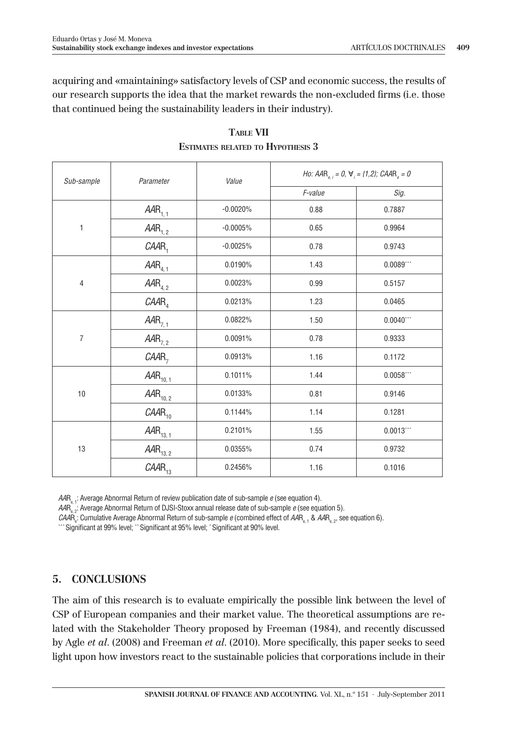acquiring and «maintaining» satisfactory levels of CSP and economic success, the results of our research supports the idea that the market rewards the non-excluded firms (i.e. those that continued being the sustainability leaders in their industry).

**TABLE VII**
**ESTIMATES RELATED TO HYPOTHESIS 3**

| *Sub-sample* | *Parameter* | *Value* | *Ho: $AAR_{e,i} = 0$, $\forall_i = \{1,2\}$; $CAAR_e = 0$* | |
|---|---|---|---|---|
| | | | *F-value* | *Sig.* |
| 1 | $AAR_{1,1}$ | -0.0020% | 0.88 | 0.7887 |
| | $AAR_{1,2}$ | -0.0005% | 0.65 | 0.9964 |
| | $CAAR_1$ | -0.0025% | 0.78 | 0.9743 |
| 4 | $AAR_{4,1}$ | 0.0190% | 1.43 | 0.0089*** |
| | $AAR_{4,2}$ | 0.0023% | 0.99 | 0.5157 |
| | $CAAR_4$ | 0.0213% | 1.23 | 0.0465 |
| 7 | $AAR_{7,1}$ | 0.0822% | 1.50 | 0.0040*** |
| | $AAR_{7,2}$ | 0.0091% | 0.78 | 0.9333 |
| | $CAAR_7$ | 0.0913% | 1.16 | 0.1172 |
| 10 | $AAR_{10,1}$ | 0.1011% | 1.44 | 0.0058*** |
| | $AAR_{10,2}$ | 0.0133% | 0.81 | 0.9146 |
| | $CAAR_{10}$ | 0.1144% | 1.14 | 0.1281 |
| 13 | $AAR_{13,1}$ | 0.2101% | 1.55 | 0.0013*** |
| | $AAR_{13,2}$ | 0.0355% | 0.74 | 0.9732 |
| | $CAAR_{13}$ | 0.2456% | 1.16 | 0.1016 |

$AAR_{e,1}$: Average Abnormal Return of review publication date of sub-sample *e* (see equation 4).
$AAR_{e,2}$: Average Abnormal Return of DJSI-Stoxx annual release date of sub-sample *e* (see equation 5).
$CAAR_e$: Cumulative Average Abnormal Return of sub-sample *e* (combined effect of $AAR_{e,1}$ & $AAR_{e,2}$, see equation 6).
*** Significant at 99% level; ** Significant at 95% level; * Significant at 90% level.

## 5. CONCLUSIONS

The aim of this research is to evaluate empirically the possible link between the level of CSP of European companies and their market value. The theoretical assumptions are related with the Stakeholder Theory proposed by Freeman (1984), and recently discussed by Agle *et al*. (2008) and Freeman *et al*. (2010). More specifically, this paper seeks to seed light upon how investors react to the sustainable policies that corporations include in their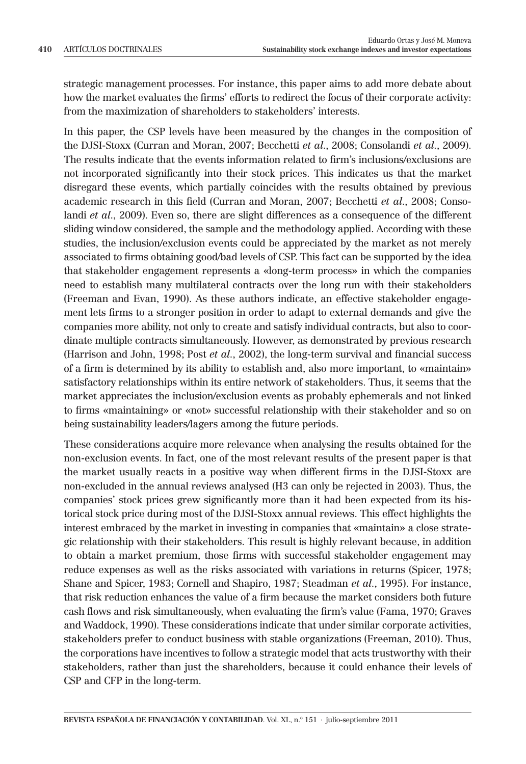strategic management processes. For instance, this paper aims to add more debate about how the market evaluates the firms' efforts to redirect the focus of their corporate activity: from the maximization of shareholders to stakeholders' interests.

In this paper, the CSP levels have been measured by the changes in the composition of the DJSI-Stoxx (Curran and Moran, 2007; Becchetti *et al.*, 2008; Consolandi *et al.*, 2009). The results indicate that the events information related to firm's inclusions/exclusions are not incorporated significantly into their stock prices. This indicates us that the market disregard these events, which partially coincides with the results obtained by previous academic research in this field (Curran and Moran, 2007; Becchetti *et al.*, 2008; Consolandi *et al.*, 2009). Even so, there are slight differences as a consequence of the different sliding window considered, the sample and the methodology applied. According with these studies, the inclusion/exclusion events could be appreciated by the market as not merely associated to firms obtaining good/bad levels of CSP. This fact can be supported by the idea that stakeholder engagement represents a «long-term process» in which the companies need to establish many multilateral contracts over the long run with their stakeholders (Freeman and Evan, 1990). As these authors indicate, an effective stakeholder engagement lets firms to a stronger position in order to adapt to external demands and give the companies more ability, not only to create and satisfy individual contracts, but also to coordinate multiple contracts simultaneously. However, as demonstrated by previous research (Harrison and John, 1998; Post *et al.*, 2002), the long-term survival and financial success of a firm is determined by its ability to establish and, also more important, to «maintain» satisfactory relationships within its entire network of stakeholders. Thus, it seems that the market appreciates the inclusion/exclusion events as probably ephemerals and not linked to firms «maintaining» or «not» successful relationship with their stakeholder and so on being sustainability leaders/lagers among the future periods.

These considerations acquire more relevance when analysing the results obtained for the non-exclusion events. In fact, one of the most relevant results of the present paper is that the market usually reacts in a positive way when different firms in the DJSI-Stoxx are non-excluded in the annual reviews analysed (H3 can only be rejected in 2003). Thus, the companies' stock prices grew significantly more than it had been expected from its historical stock price during most of the DJSI-Stoxx annual reviews. This effect highlights the interest embraced by the market in investing in companies that «maintain» a close strategic relationship with their stakeholders. This result is highly relevant because, in addition to obtain a market premium, those firms with successful stakeholder engagement may reduce expenses as well as the risks associated with variations in returns (Spicer, 1978; Shane and Spicer, 1983; Cornell and Shapiro, 1987; Steadman *et al.*, 1995). For instance, that risk reduction enhances the value of a firm because the market considers both future cash flows and risk simultaneously, when evaluating the firm's value (Fama, 1970; Graves and Waddock, 1990). These considerations indicate that under similar corporate activities, stakeholders prefer to conduct business with stable organizations (Freeman, 2010). Thus, the corporations have incentives to follow a strategic model that acts trustworthy with their stakeholders, rather than just the shareholders, because it could enhance their levels of CSP and CFP in the long-term.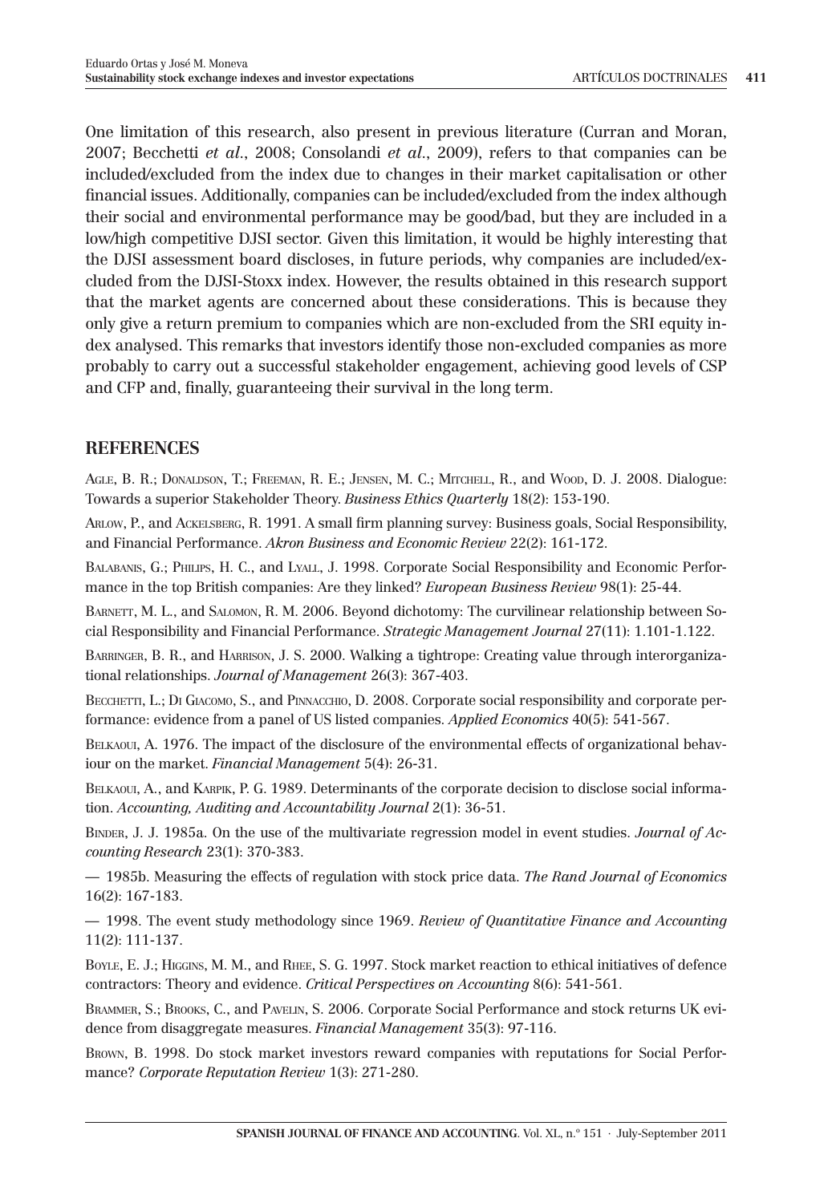One limitation of this research, also present in previous literature (Curran and Moran, 2007; Becchetti *et al*., 2008; Consolandi *et al*., 2009), refers to that companies can be included/excluded from the index due to changes in their market capitalisation or other financial issues. Additionally, companies can be included/excluded from the index although their social and environmental performance may be good/bad, but they are included in a low/high competitive DJSI sector. Given this limitation, it would be highly interesting that the DJSI assessment board discloses, in future periods, why companies are included/excluded from the DJSI-Stoxx index. However, the results obtained in this research support that the market agents are concerned about these considerations. This is because they only give a return premium to companies which are non-excluded from the SRI equity index analysed. This remarks that investors identify those non-excluded companies as more probably to carry out a successful stakeholder engagement, achieving good levels of CSP and CFP and, finally, guaranteeing their survival in the long term.

## REFERENCES

Agle, B. R.; Donaldson, T.; Freeman, R. E.; Jensen, M. C.; Mitchell, R., and Wood, D. J. 2008. Dialogue: Towards a superior Stakeholder Theory. *Business Ethics Quarterly* 18(2): 153-190.

Arlow, P., and Ackelsberg, R. 1991. A small firm planning survey: Business goals, Social Responsibility, and Financial Performance. *Akron Business and Economic Review* 22(2): 161-172.

Balabanis, G.; Philips, H. C., and Lyall, J. 1998. Corporate Social Responsibility and Economic Performance in the top British companies: Are they linked? *European Business Review* 98(1): 25-44.

Barnett, M. L., and Salomon, R. M. 2006. Beyond dichotomy: The curvilinear relationship between Social Responsibility and Financial Performance. *Strategic Management Journal* 27(11): 1.101-1.122.

Barringer, B. R., and Harrison, J. S. 2000. Walking a tightrope: Creating value through interorganizational relationships. *Journal of Management* 26(3): 367-403.

Becchetti, L.; Di Giacomo, S., and Pinnacchio, D. 2008. Corporate social responsibility and corporate performance: evidence from a panel of US listed companies. *Applied Economics* 40(5): 541-567.

Belkaoui, A. 1976. The impact of the disclosure of the environmental effects of organizational behaviour on the market. *Financial Management* 5(4): 26-31.

Belkaoui, A., and Karpik, P. G. 1989. Determinants of the corporate decision to disclose social information. *Accounting, Auditing and Accountability Journal* 2(1): 36-51.

Binder, J. J. 1985a. On the use of the multivariate regression model in event studies. *Journal of Accounting Research* 23(1): 370-383.

— 1985b. Measuring the effects of regulation with stock price data. *The Rand Journal of Economics* 16(2): 167-183.

— 1998. The event study methodology since 1969. *Review of Quantitative Finance and Accounting* 11(2): 111-137.

Boyle, E. J.; Higgins, M. M., and Rhee, S. G. 1997. Stock market reaction to ethical initiatives of defence contractors: Theory and evidence. *Critical Perspectives on Accounting* 8(6): 541-561.

Brammer, S.; Brooks, C., and Pavelin, S. 2006. Corporate Social Performance and stock returns UK evidence from disaggregate measures. *Financial Management* 35(3): 97-116.

Brown, B. 1998. Do stock market investors reward companies with reputations for Social Performance? *Corporate Reputation Review* 1(3): 271-280.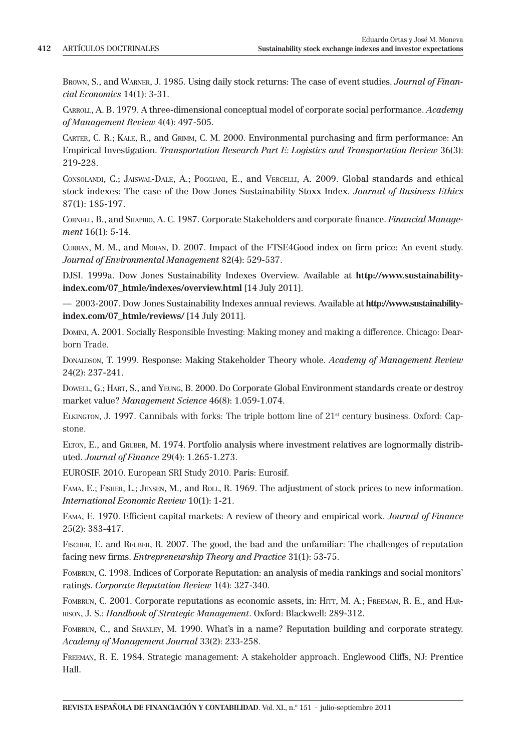BROWN, S., and WARNER, J. 1985. Using daily stock returns: The case of event studies. *Journal of Financial Economics* 14(1): 3-31.

CARROLL, A. B. 1979. A three-dimensional conceptual model of corporate social performance. *Academy of Management Review* 4(4): 497-505.

CARTER, C. R.; KALE, R., and GRIMM, C. M. 2000. Environmental purchasing and firm performance: An Empirical Investigation. *Transportation Research Part E: Logistics and Transportation Review* 36(3): 219-228.

CONSOLANDI, C.; JAISWAL-DALE, A.; POGGIANI, E., and VERCELLI, A. 2009. Global standards and ethical stock indexes: The case of the Dow Jones Sustainability Stoxx Index. *Journal of Business Ethics* 87(1): 185-197.

CORNELL, B., and SHAPIRO, A. C. 1987. Corporate Stakeholders and corporate finance. *Financial Management* 16(1): 5-14.

CURRAN, M. M., and MORAN, D. 2007. Impact of the FTSE4Good index on firm price: An event study. *Journal of Environmental Management* 82(4): 529-537.

DJSI. 1999a. Dow Jones Sustainability Indexes Overview. Available at **http://www.sustainability-index.com/07_htmle/indexes/overview.html** [14 July 2011].

— 2003-2007. Dow Jones Sustainability Indexes annual reviews. Available at **http://www.sustainability-index.com/07_htmle/reviews/** [14 July 2011].

DOMINI, A. 2001. Socially Responsible Investing: Making money and making a difference. Chicago: Dearborn Trade.

DONALDSON, T. 1999. Response: Making Stakeholder Theory whole. *Academy of Management Review* 24(2): 237-241.

DOWELL, G.; HART, S., and YEUNG, B. 2000. Do Corporate Global Environment standards create or destroy market value? *Management Science* 46(8): 1.059-1.074.

ELKINGTON, J. 1997. Cannibals with forks: The triple bottom line of 21st century business. Oxford: Capstone.

ELTON, E., and GRUBER, M. 1974. Portfolio analysis where investment relatives are lognormally distributed. *Journal of Finance* 29(4): 1.265-1.273.

EUROSIF. 2010. European SRI Study 2010. Paris: Eurosif.

FAMA, E.; FISHER, L.; JENSEN, M., and ROLL, R. 1969. The adjustment of stock prices to new information. *International Economic Review* 10(1): 1-21.

FAMA, E. 1970. Efficient capital markets: A review of theory and empirical work. *Journal of Finance* 25(2): 383-417.

FISCHER, E. and REUBER, R. 2007. The good, the bad and the unfamiliar: The challenges of reputation facing new firms. *Entrepreneurship Theory and Practice* 31(1): 53-75.

FOMBRUN, C. 1998. Indices of Corporate Reputation: an analysis of media rankings and social monitors' ratings. *Corporate Reputation Review* 1(4): 327-340.

FOMBRUN, C. 2001. Corporate reputations as economic assets, in: HITT, M. A.; FREEMAN, R. E., and HARRISON, J. S.: *Handbook of Strategic Management*. Oxford: Blackwell: 289-312.

FOMBRUN, C., and SHANLEY, M. 1990. What's in a name? Reputation building and corporate strategy. *Academy of Management Journal* 33(2): 233-258.

FREEMAN, R. E. 1984. Strategic management: A stakeholder approach. Englewood Cliffs, NJ: Prentice Hall.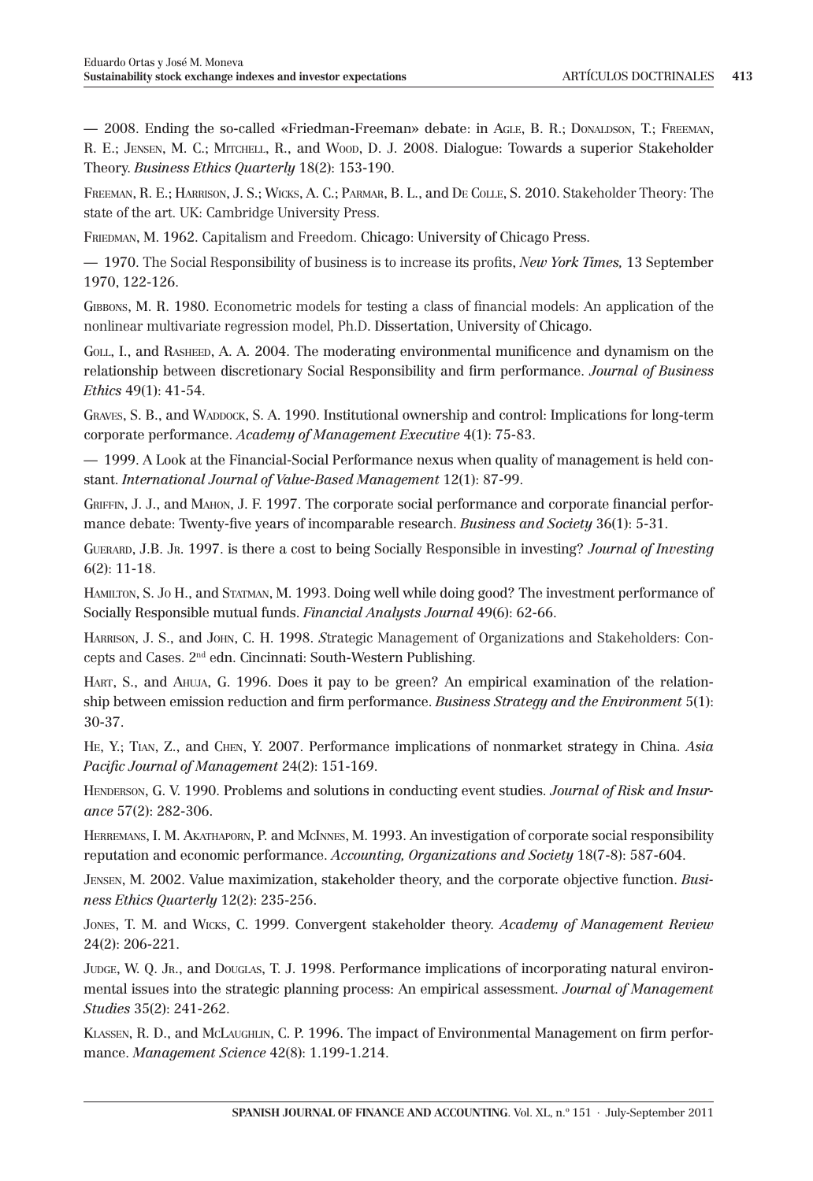— 2008. Ending the so-called «Friedman-Freeman» debate: in Agle, B. R.; Donaldson, T.; Freeman, R. E.; Jensen, M. C.; Mitchell, R., and Wood, D. J. 2008. Dialogue: Towards a superior Stakeholder Theory. *Business Ethics Quarterly* 18(2): 153-190.

Freeman, R. E.; Harrison, J. S.; Wicks, A. C.; Parmar, B. L., and De Colle, S. 2010. Stakeholder Theory: The state of the art. UK: Cambridge University Press.

Friedman, M. 1962. Capitalism and Freedom. Chicago: University of Chicago Press.

— 1970. The Social Responsibility of business is to increase its profits, *New York Times,* 13 September 1970, 122-126.

Gibbons, M. R. 1980. Econometric models for testing a class of financial models: An application of the nonlinear multivariate regression model, Ph.D. Dissertation, University of Chicago.

Goll, I., and Rasheed, A. A. 2004. The moderating environmental munificence and dynamism on the relationship between discretionary Social Responsibility and firm performance. *Journal of Business Ethics* 49(1): 41-54.

Graves, S. B., and Waddock, S. A. 1990. Institutional ownership and control: Implications for long-term corporate performance. *Academy of Management Executive* 4(1): 75-83.

— 1999. A Look at the Financial-Social Performance nexus when quality of management is held constant. *International Journal of Value-Based Management* 12(1): 87-99.

Griffin, J. J., and Mahon, J. F. 1997. The corporate social performance and corporate financial performance debate: Twenty-five years of incomparable research. *Business and Society* 36(1): 5-31.

Guerard, J.B. Jr. 1997. is there a cost to being Socially Responsible in investing? *Journal of Investing* 6(2): 11-18.

Hamilton, S. Jo H., and Statman, M. 1993. Doing well while doing good? The investment performance of Socially Responsible mutual funds. *Financial Analysts Journal* 49(6): 62-66.

Harrison, J. S., and John, C. H. 1998. *S*trategic Management of Organizations and Stakeholders: Concepts and Cases. 2nd edn. Cincinnati: South-Western Publishing.

Hart, S., and Ahuja, G. 1996. Does it pay to be green? An empirical examination of the relationship between emission reduction and firm performance. *Business Strategy and the Environment* 5(1): 30-37.

He, Y.; Tian, Z., and Chen, Y. 2007. Performance implications of nonmarket strategy in China. *Asia Pacific Journal of Management* 24(2): 151-169.

Henderson, G. V. 1990. Problems and solutions in conducting event studies. *Journal of Risk and Insurance* 57(2): 282-306.

Herremans, I. M. Akathaporn, P. and McInnes, M. 1993. An investigation of corporate social responsibility reputation and economic performance. *Accounting, Organizations and Society* 18(7-8): 587-604.

Jensen, M. 2002. Value maximization, stakeholder theory, and the corporate objective function. *Business Ethics Quarterly* 12(2): 235-256.

Jones, T. M. and Wicks, C. 1999. Convergent stakeholder theory. *Academy of Management Review* 24(2): 206-221.

Judge, W. Q. Jr., and Douglas, T. J. 1998. Performance implications of incorporating natural environmental issues into the strategic planning process: An empirical assessment. *Journal of Management Studies* 35(2): 241-262.

Klassen, R. D., and McLaughlin, C. P. 1996. The impact of Environmental Management on firm performance. *Management Science* 42(8): 1.199-1.214.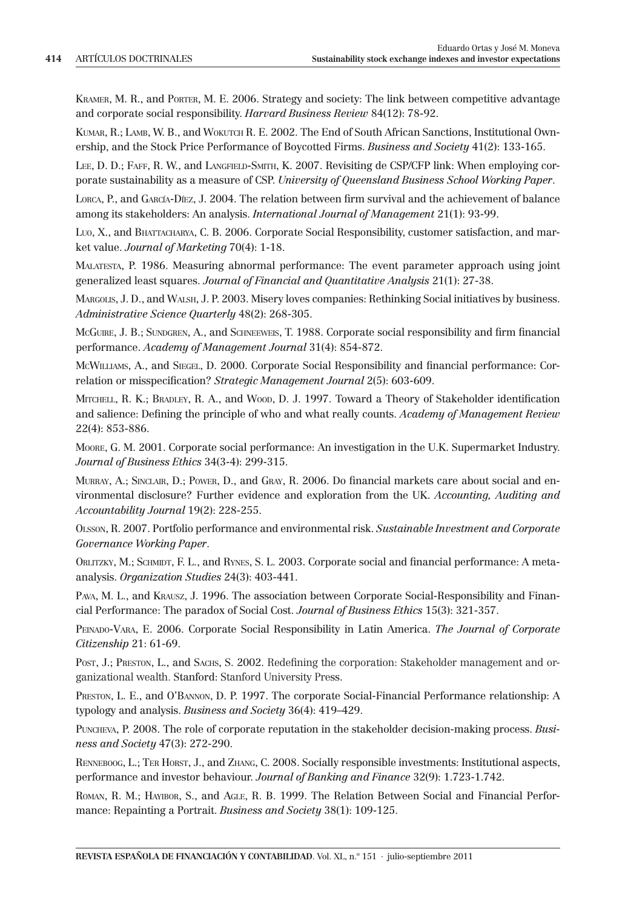KRAMER, M. R., and PORTER, M. E. 2006. Strategy and society: The link between competitive advantage and corporate social responsibility. *Harvard Business Review* 84(12): 78-92.

KUMAR, R.; LAMB, W. B., and WOKUTCH R. E. 2002. The End of South African Sanctions, Institutional Ownership, and the Stock Price Performance of Boycotted Firms. *Business and Society* 41(2): 133-165.

LEE, D. D.; FAFF, R. W., and LANGFIELD-SMITH, K. 2007. Revisiting de CSP/CFP link: When employing corporate sustainability as a measure of CSP. *University of Queensland Business School Working Paper*.

LORCA, P., and GARCÍA-DÍEZ, J. 2004. The relation between firm survival and the achievement of balance among its stakeholders: An analysis. *International Journal of Management* 21(1): 93-99.

LUO, X., and BHATTACHARYA, C. B. 2006. Corporate Social Responsibility, customer satisfaction, and market value. *Journal of Marketing* 70(4): 1-18.

MALATESTA, P. 1986. Measuring abnormal performance: The event parameter approach using joint generalized least squares. *Journal of Financial and Quantitative Analysis* 21(1): 27-38.

MARGOLIS, J. D., and WALSH, J. P. 2003. Misery loves companies: Rethinking Social initiatives by business. *Administrative Science Quarterly* 48(2): 268-305.

MCGUIRE, J. B.; SUNDGREN, A., and SCHNEEWEIS, T. 1988. Corporate social responsibility and firm financial performance. *Academy of Management Journal* 31(4): 854-872.

MCWILLIAMS, A., and SIEGEL, D. 2000. Corporate Social Responsibility and financial performance: Correlation or misspecification? *Strategic Management Journal* 2(5): 603-609.

MITCHELL, R. K.; BRADLEY, R. A., and WOOD, D. J. 1997. Toward a Theory of Stakeholder identification and salience: Defining the principle of who and what really counts. *Academy of Management Review* 22(4): 853-886.

MOORE, G. M. 2001. Corporate social performance: An investigation in the U.K. Supermarket Industry. *Journal of Business Ethics* 34(3-4): 299-315.

MURRAY, A.; SINCLAIR, D.; POWER, D., and GRAY, R. 2006. Do financial markets care about social and environmental disclosure? Further evidence and exploration from the UK. *Accounting, Auditing and Accountability Journal* 19(2): 228-255.

OLSSON, R. 2007. Portfolio performance and environmental risk. *Sustainable Investment and Corporate Governance Working Paper*.

ORLITZKY, M.; SCHMIDT, F. L., and RYNES, S. L. 2003. Corporate social and financial performance: A meta-analysis. *Organization Studies* 24(3): 403-441.

PAVA, M. L., and KRAUSZ, J. 1996. The association between Corporate Social-Responsibility and Financial Performance: The paradox of Social Cost. *Journal of Business Ethics* 15(3): 321-357.

PEINADO-VARA, E. 2006. Corporate Social Responsibility in Latin America. *The Journal of Corporate Citizenship* 21: 61-69.

POST, J.; PRESTON, L., and SACHS, S. 2002. Redefining the corporation: Stakeholder management and organizational wealth. Stanford: Stanford University Press.

PRESTON, L. E., and O'BANNON, D. P. 1997. The corporate Social-Financial Performance relationship: A typology and analysis. *Business and Society* 36(4): 419–429.

PUNCHEVA, P. 2008. The role of corporate reputation in the stakeholder decision-making process. *Business and Society* 47(3): 272-290.

RENNEBOOG, L.; TER HORST, J., and ZHANG, C. 2008. Socially responsible investments: Institutional aspects, performance and investor behaviour. *Journal of Banking and Finance* 32(9): 1.723-1.742.

ROMAN, R. M.; HAYIBOR, S., and AGLE, R. B. 1999. The Relation Between Social and Financial Performance: Repainting a Portrait. *Business and Society* 38(1): 109-125.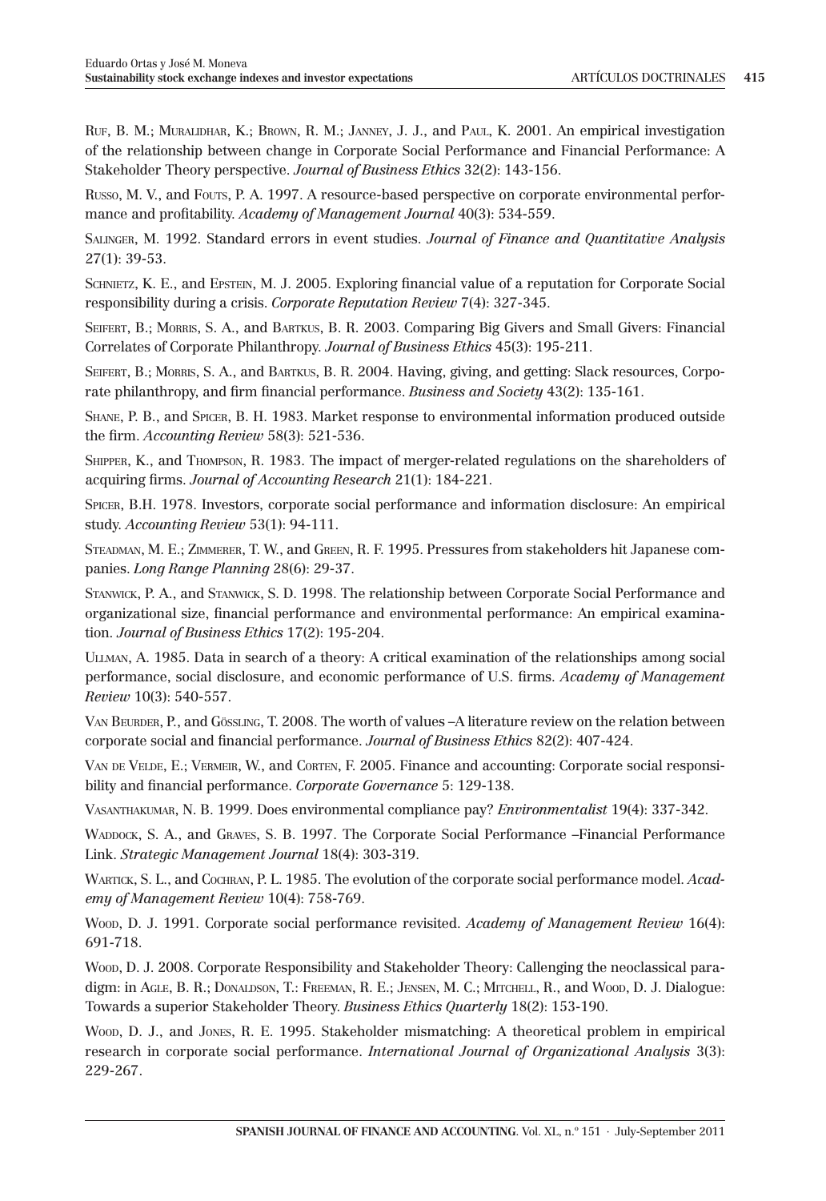Ruf, B. M.; Muralidhar, K.; Brown, R. M.; Janney, J. J., and Paul, K. 2001. An empirical investigation of the relationship between change in Corporate Social Performance and Financial Performance: A Stakeholder Theory perspective. *Journal of Business Ethics* 32(2): 143-156.

Russo, M. V., and Fouts, P. A. 1997. A resource-based perspective on corporate environmental performance and profitability. *Academy of Management Journal* 40(3): 534-559.

Salinger, M. 1992. Standard errors in event studies. *Journal of Finance and Quantitative Analysis* 27(1): 39-53.

Schnietz, K. E., and Epstein, M. J. 2005. Exploring financial value of a reputation for Corporate Social responsibility during a crisis. *Corporate Reputation Review* 7(4): 327-345.

Seifert, B.; Morris, S. A., and Bartkus, B. R. 2003. Comparing Big Givers and Small Givers: Financial Correlates of Corporate Philanthropy. *Journal of Business Ethics* 45(3): 195-211.

Seifert, B.; Morris, S. A., and Bartkus, B. R. 2004. Having, giving, and getting: Slack resources, Corporate philanthropy, and firm financial performance. *Business and Society* 43(2): 135-161.

Shane, P. B., and Spicer, B. H. 1983. Market response to environmental information produced outside the firm. *Accounting Review* 58(3): 521-536.

Shipper, K., and Thompson, R. 1983. The impact of merger-related regulations on the shareholders of acquiring firms. *Journal of Accounting Research* 21(1): 184-221.

Spicer, B.H. 1978. Investors, corporate social performance and information disclosure: An empirical study. *Accounting Review* 53(1): 94-111.

Steadman, M. E.; Zimmerer, T. W., and Green, R. F. 1995. Pressures from stakeholders hit Japanese companies. *Long Range Planning* 28(6): 29-37.

Stanwick, P. A., and Stanwick, S. D. 1998. The relationship between Corporate Social Performance and organizational size, financial performance and environmental performance: An empirical examination. *Journal of Business Ethics* 17(2): 195-204.

Ullman, A. 1985. Data in search of a theory: A critical examination of the relationships among social performance, social disclosure, and economic performance of U.S. firms. *Academy of Management Review* 10(3): 540-557.

Van Beurder, P., and Gössling, T. 2008. The worth of values –A literature review on the relation between corporate social and financial performance. *Journal of Business Ethics* 82(2): 407-424.

Van de Velde, E.; Vermeir, W., and Corten, F. 2005. Finance and accounting: Corporate social responsibility and financial performance. *Corporate Governance* 5: 129-138.

Vasanthakumar, N. B. 1999. Does environmental compliance pay? *Environmentalist* 19(4): 337-342.

Waddock, S. A., and Graves, S. B. 1997. The Corporate Social Performance –Financial Performance Link. *Strategic Management Journal* 18(4): 303-319.

Wartick, S. L., and Cochran, P. L. 1985. The evolution of the corporate social performance model. *Academy of Management Review* 10(4): 758-769.

Wood, D. J. 1991. Corporate social performance revisited. *Academy of Management Review* 16(4): 691-718.

Wood, D. J. 2008. Corporate Responsibility and Stakeholder Theory: Callenging the neoclassical paradigm: in Agle, B. R.; Donaldson, T.: Freeman, R. E.; Jensen, M. C.; Mitchell, R., and Wood, D. J. Dialogue: Towards a superior Stakeholder Theory. *Business Ethics Quarterly* 18(2): 153-190.

Wood, D. J., and Jones, R. E. 1995. Stakeholder mismatching: A theoretical problem in empirical research in corporate social performance. *International Journal of Organizational Analysis* 3(3): 229-267.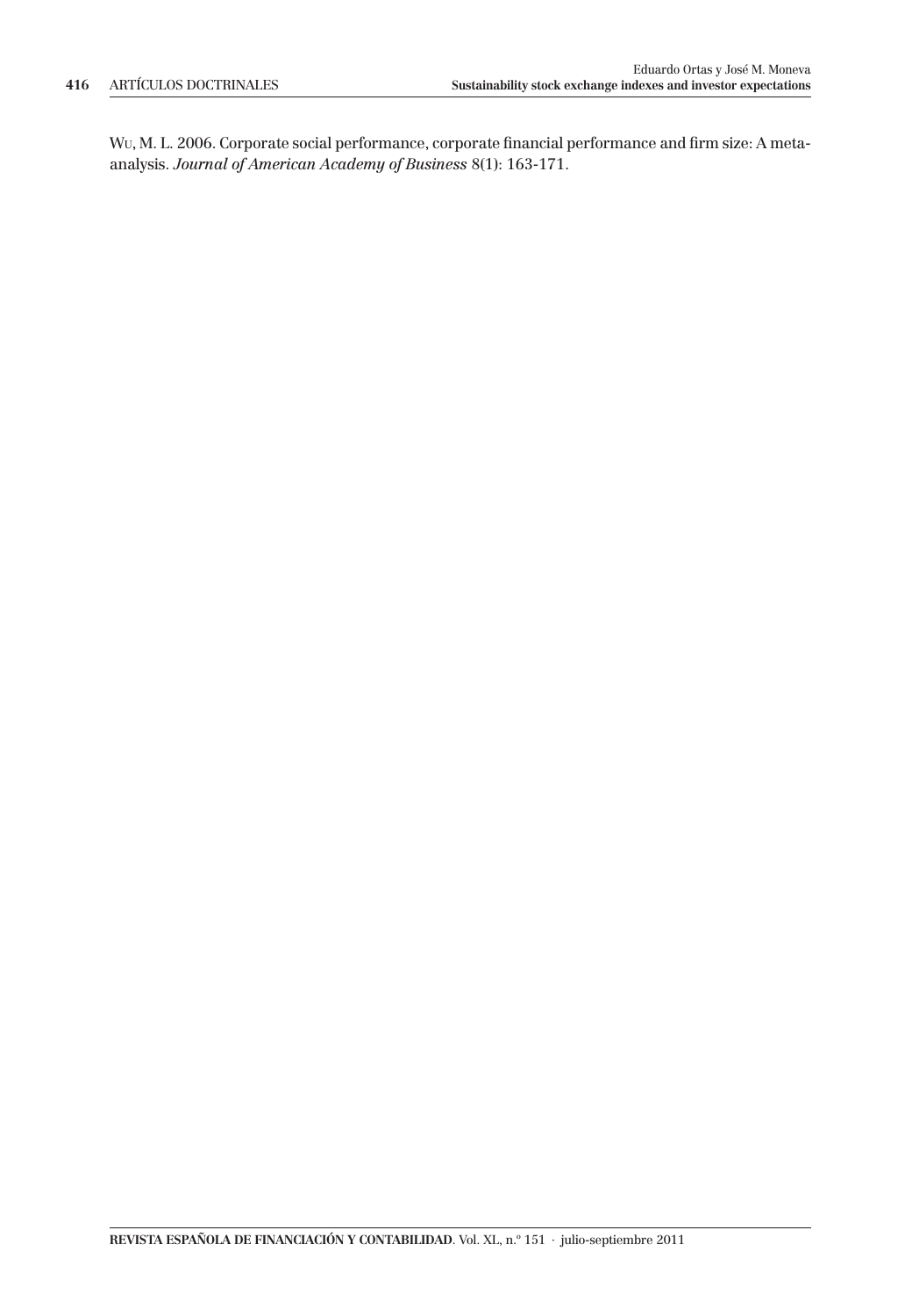WU, M. L. 2006. Corporate social performance, corporate financial performance and firm size: A meta-analysis. *Journal of American Academy of Business* 8(1): 163-171.